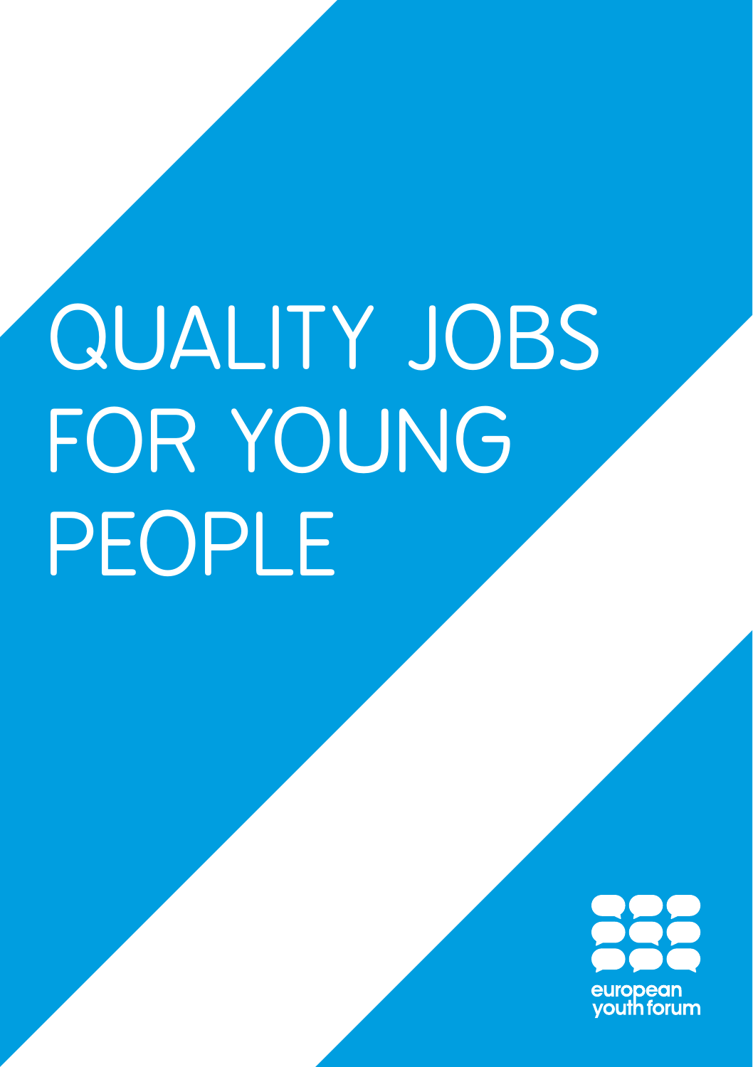# QUALITY JOBS FOR YOUNG PEOPLE

european youth forum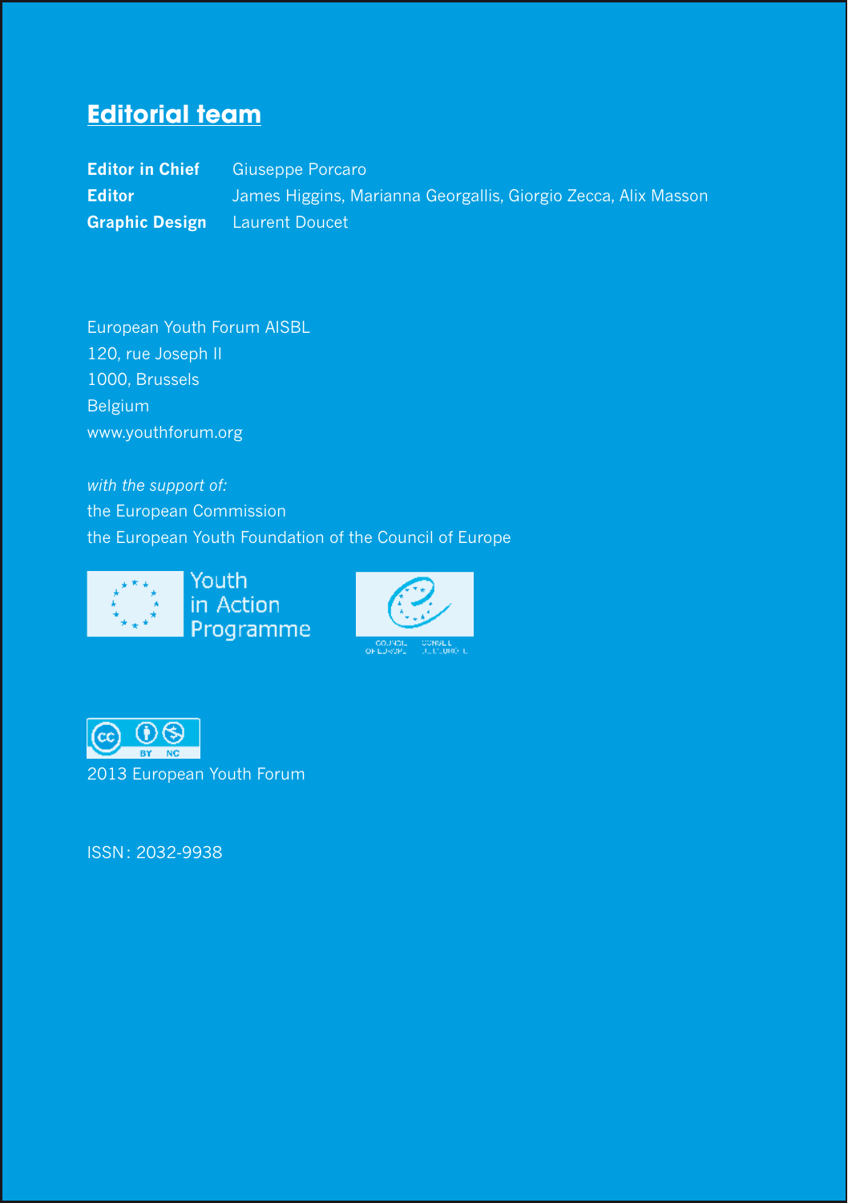## Editorial team

| | |
|---|---|
| **Editor in Chief** | Giuseppe Porcaro |
| **Editor** | James Higgins, Marianna Georgallis, Giorgio Zecca, Alix Masson |
| **Graphic Design** | Laurent Doucet |

European Youth Forum AISBL
120, rue Joseph II
1000, Brussels
Belgium
www.youthforum.org

*with the support of:*
the European Commission
the European Youth Foundation of the Council of Europe

Youth in Action Programme

2013 European Youth Forum

ISSN: 2032-9938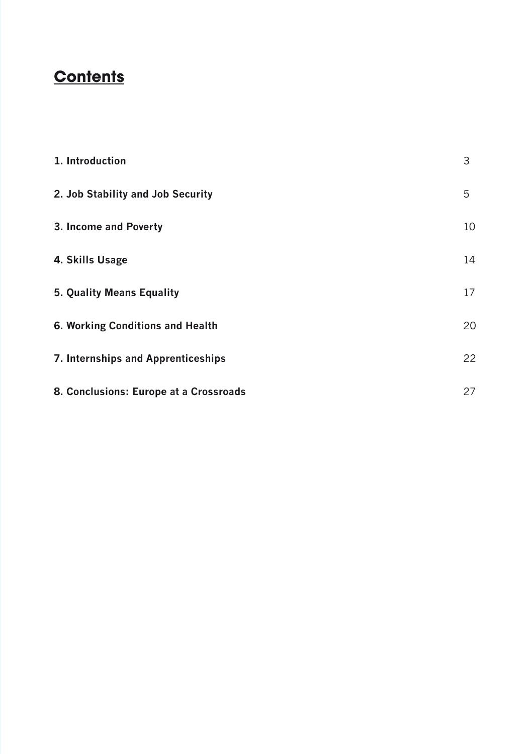# Contents

| | |
|---|---|
| **1. Introduction** | 3 |
| **2. Job Stability and Job Security** | 5 |
| **3. Income and Poverty** | 10 |
| **4. Skills Usage** | 14 |
| **5. Quality Means Equality** | 17 |
| **6. Working Conditions and Health** | 20 |
| **7. Internships and Apprenticeships** | 22 |
| **8. Conclusions: Europe at a Crossroads** | 27 |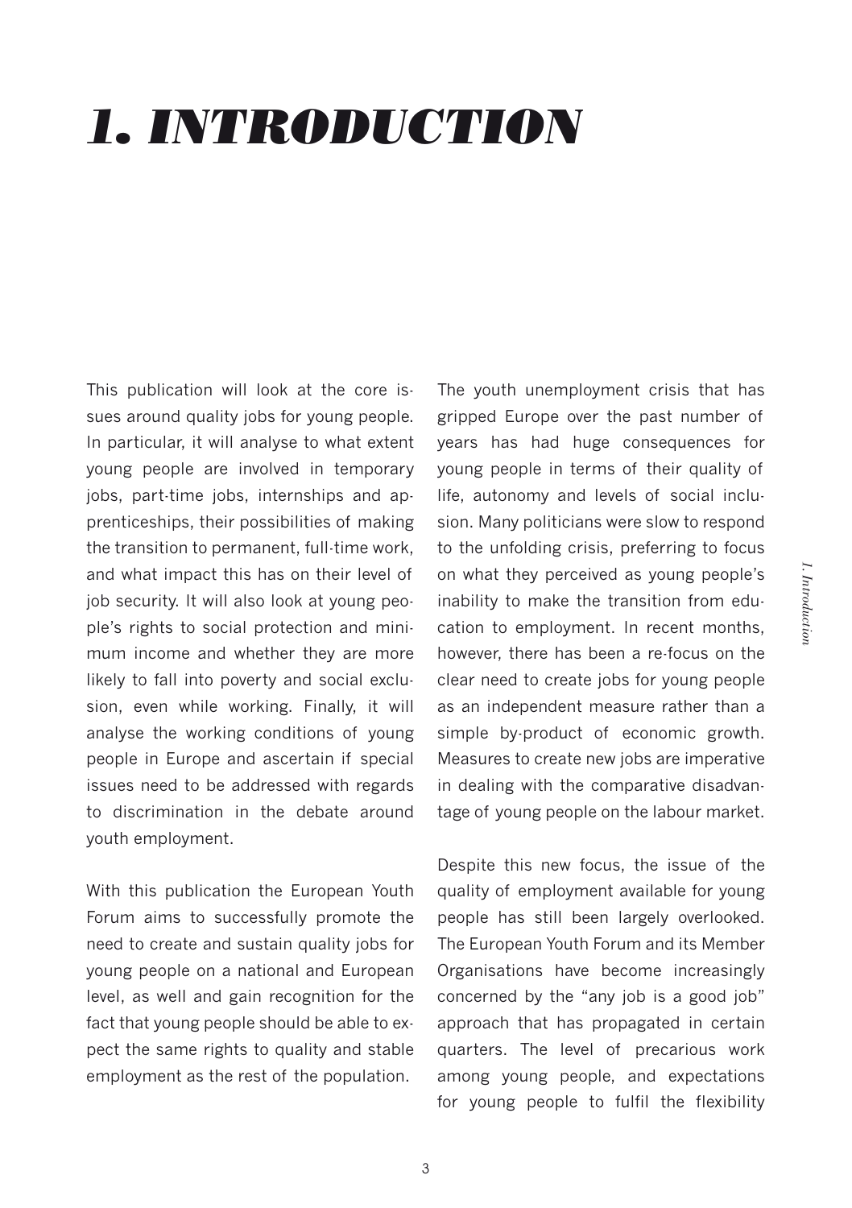# *1. INTRODUCTION*

This publication will look at the core issues around quality jobs for young people. In particular, it will analyse to what extent young people are involved in temporary jobs, part-time jobs, internships and apprenticeships, their possibilities of making the transition to permanent, full-time work, and what impact this has on their level of job security. It will also look at young people's rights to social protection and minimum income and whether they are more likely to fall into poverty and social exclusion, even while working. Finally, it will analyse the working conditions of young people in Europe and ascertain if special issues need to be addressed with regards to discrimination in the debate around youth employment.

With this publication the European Youth Forum aims to successfully promote the need to create and sustain quality jobs for young people on a national and European level, as well and gain recognition for the fact that young people should be able to expect the same rights to quality and stable employment as the rest of the population.

The youth unemployment crisis that has gripped Europe over the past number of years has had huge consequences for young people in terms of their quality of life, autonomy and levels of social inclusion. Many politicians were slow to respond to the unfolding crisis, preferring to focus on what they perceived as young people's inability to make the transition from education to employment. In recent months, however, there has been a re-focus on the clear need to create jobs for young people as an independent measure rather than a simple by-product of economic growth. Measures to create new jobs are imperative in dealing with the comparative disadvantage of young people on the labour market.

Despite this new focus, the issue of the quality of employment available for young people has still been largely overlooked. The European Youth Forum and its Member Organisations have become increasingly concerned by the "any job is a good job" approach that has propagated in certain quarters. The level of precarious work among young people, and expectations for young people to fulfil the flexibility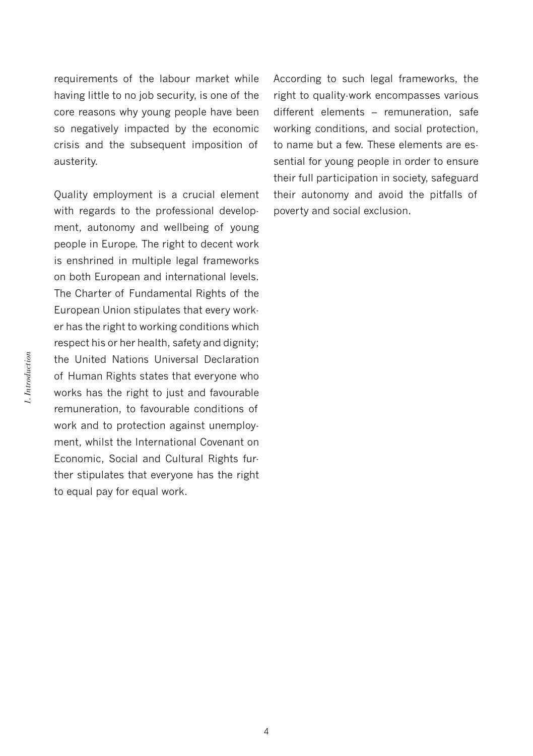requirements of the labour market while having little to no job security, is one of the core reasons why young people have been so negatively impacted by the economic crisis and the subsequent imposition of austerity.

Quality employment is a crucial element with regards to the professional development, autonomy and wellbeing of young people in Europe. The right to decent work is enshrined in multiple legal frameworks on both European and international levels. The Charter of Fundamental Rights of the European Union stipulates that every worker has the right to working conditions which respect his or her health, safety and dignity; the United Nations Universal Declaration of Human Rights states that everyone who works has the right to just and favourable remuneration, to favourable conditions of work and to protection against unemployment, whilst the International Covenant on Economic, Social and Cultural Rights further stipulates that everyone has the right to equal pay for equal work.

According to such legal frameworks, the right to quality-work encompasses various different elements – remuneration, safe working conditions, and social protection, to name but a few. These elements are essential for young people in order to ensure their full participation in society, safeguard their autonomy and avoid the pitfalls of poverty and social exclusion.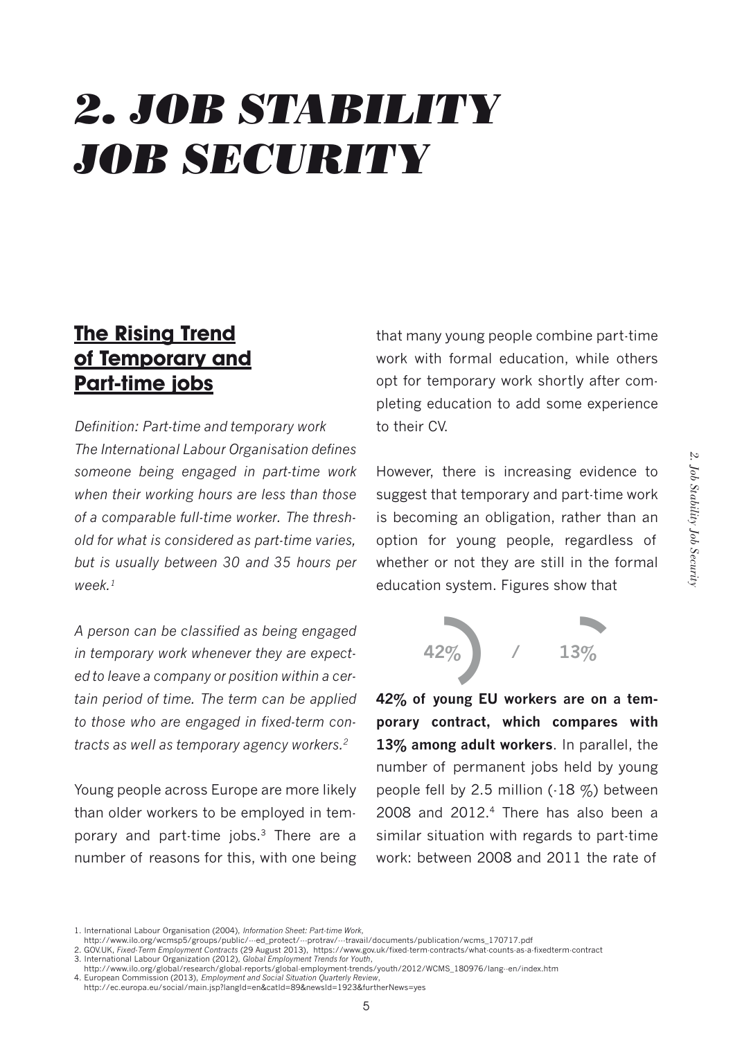# 2. JOB STABILITY JOB SECURITY

## The Rising Trend of Temporary and Part-time jobs

*Definition: Part-time and temporary work*
*The International Labour Organisation defines someone being engaged in part-time work when their working hours are less than those of a comparable full-time worker. The threshold for what is considered as part-time varies, but is usually between 30 and 35 hours per week.*[1]

*A person can be classified as being engaged in temporary work whenever they are expected to leave a company or position within a certain period of time. The term can be applied to those who are engaged in fixed-term contracts as well as temporary agency workers.*[2]

Young people across Europe are more likely than older workers to be employed in temporary and part-time jobs.[3] There are a number of reasons for this, with one being that many young people combine part-time work with formal education, while others opt for temporary work shortly after completing education to add some experience to their CV.

However, there is increasing evidence to suggest that temporary and part-time work is becoming an obligation, rather than an option for young people, regardless of whether or not they are still in the formal education system. Figures show that

42% / 13%

**42% of young EU workers are on a temporary contract, which compares with 13% among adult workers**. In parallel, the number of permanent jobs held by young people fell by 2.5 million (-18 %) between 2008 and 2012.[4] There has also been a similar situation with regards to part-time work: between 2008 and 2011 the rate of

1. International Labour Organisation (2004), *Information Sheet: Part-time Work*, http://www.ilo.org/wcmsp5/groups/public/---ed_protect/---protrav/---travail/documents/publication/wcms_170717.pdf
2. GOV.UK, *Fixed-Term Employment Contracts* (29 August 2013), https://www.gov.uk/fixed-term-contracts/what-counts-as-a-fixedterm-contract
3. International Labour Organization (2012), *Global Employment Trends for Youth*, http://www.ilo.org/global/research/global-reports/global-employment-trends/youth/2012/WCMS_180976/lang--en/index.htm
4. European Commission (2013), *Employment and Social Situation Quarterly Review*, http://ec.europa.eu/social/main.jsp?langId=en&catId=89&newsId=1923&furtherNews=yes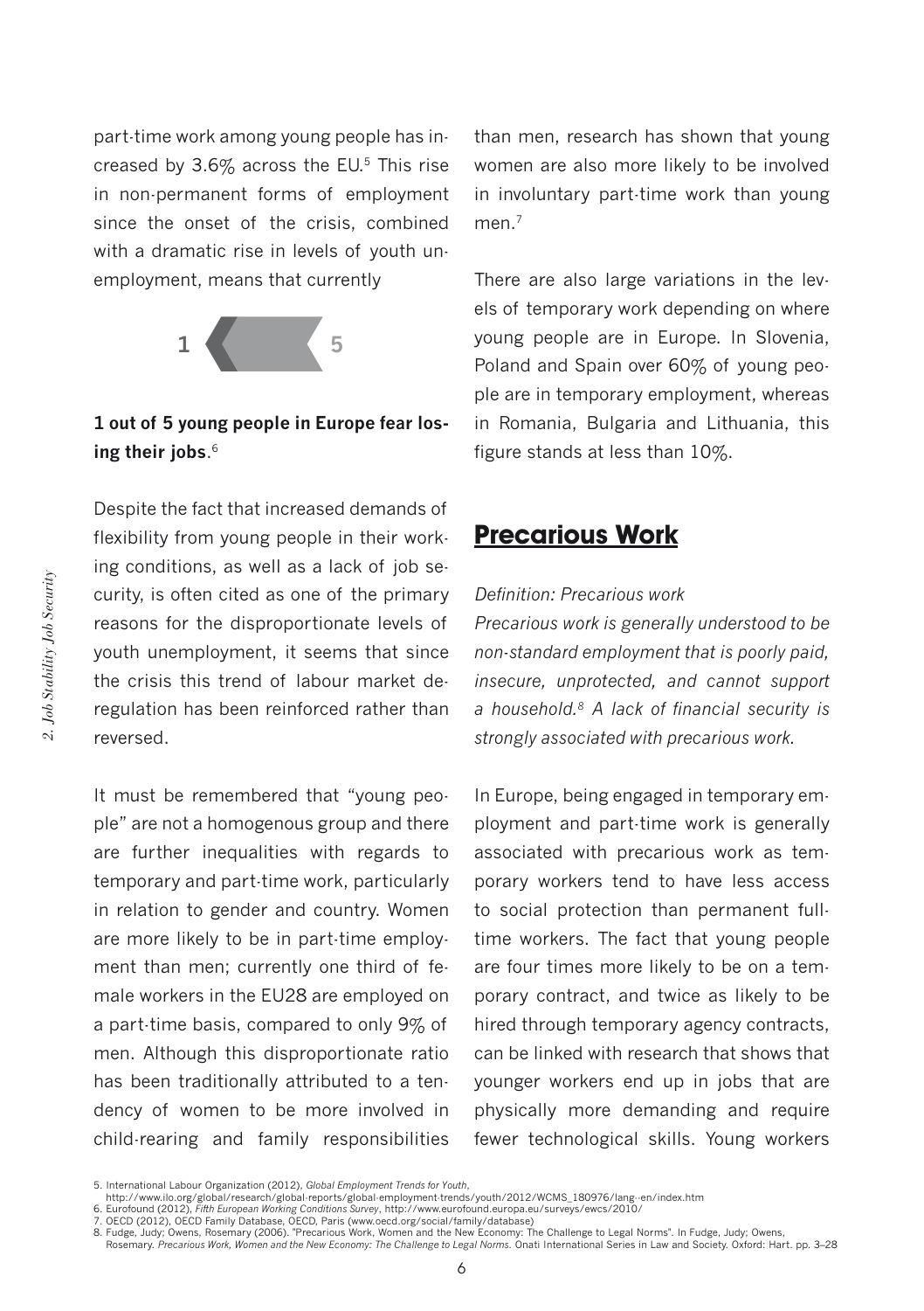part-time work among young people has increased by 3.6% across the EU.[5] This rise in non-permanent forms of employment since the onset of the crisis, combined with a dramatic rise in levels of youth unemployment, means that currently

1 5

**1 out of 5 young people in Europe fear losing their jobs**.[6]

Despite the fact that increased demands of flexibility from young people in their working conditions, as well as a lack of job security, is often cited as one of the primary reasons for the disproportionate levels of youth unemployment, it seems that since the crisis this trend of labour market deregulation has been reinforced rather than reversed.

It must be remembered that "young people" are not a homogenous group and there are further inequalities with regards to temporary and part-time work, particularly in relation to gender and country. Women are more likely to be in part-time employment than men; currently one third of female workers in the EU28 are employed on a part-time basis, compared to only 9% of men. Although this disproportionate ratio has been traditionally attributed to a tendency of women to be more involved in child-rearing and family responsibilities than men, research has shown that young women are also more likely to be involved in involuntary part-time work than young men.[7]

There are also large variations in the levels of temporary work depending on where young people are in Europe. In Slovenia, Poland and Spain over 60% of young people are in temporary employment, whereas in Romania, Bulgaria and Lithuania, this figure stands at less than 10%.

## Precarious Work

*Definition: Precarious work*

*Precarious work is generally understood to be non-standard employment that is poorly paid, insecure, unprotected, and cannot support a household.[8] A lack of financial security is strongly associated with precarious work.*

In Europe, being engaged in temporary employment and part-time work is generally associated with precarious work as temporary workers tend to have less access to social protection than permanent full-time workers. The fact that young people are four times more likely to be on a temporary contract, and twice as likely to be hired through temporary agency contracts, can be linked with research that shows that younger workers end up in jobs that are physically more demanding and require fewer technological skills. Young workers

5. International Labour Organization (2012), *Global Employment Trends for Youth*, http://www.ilo.org/global/research/global-reports/global-employment-trends/youth/2012/WCMS_180976/lang--en/index.htm
6. Eurofound (2012), *Fifth European Working Conditions Survey*, http://www.eurofound.europa.eu/surveys/ewcs/2010/
7. OECD (2012), OECD Family Database, OECD, Paris (www.oecd.org/social/family/database)
8. Fudge, Judy; Owens, Rosemary (2006). "Precarious Work, Women and the New Economy: The Challenge to Legal Norms". In Fudge, Judy; Owens, Rosemary. *Precarious Work, Women and the New Economy: The Challenge to Legal Norms*. Onati International Series in Law and Society. Oxford: Hart. pp. 3–28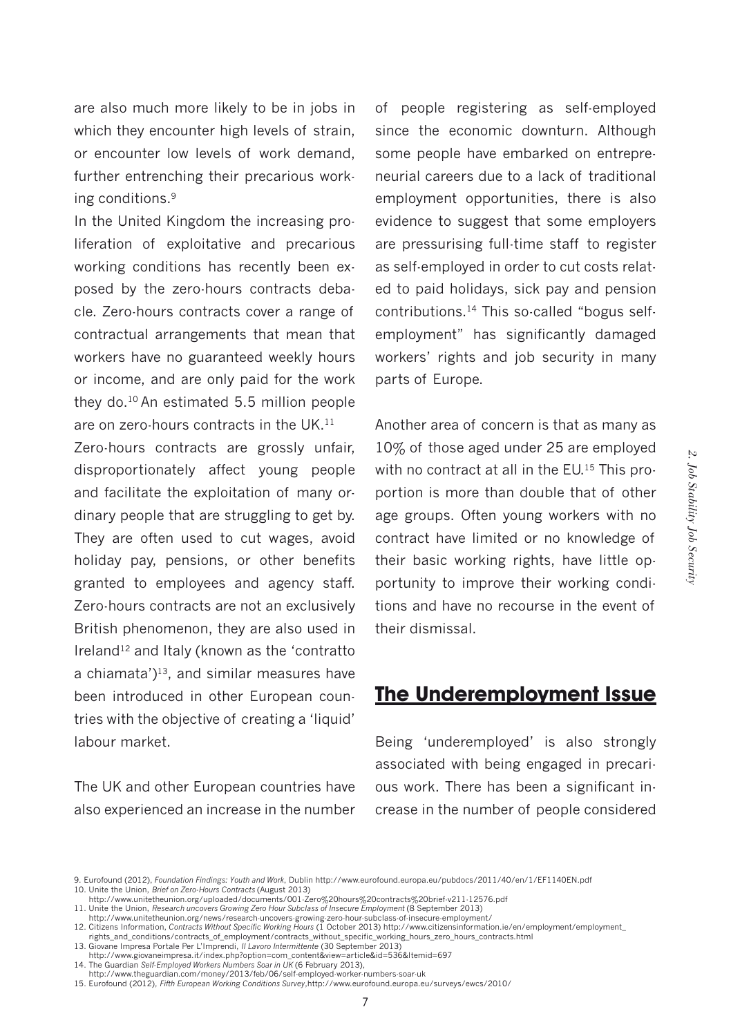are also much more likely to be in jobs in which they encounter high levels of strain, or encounter low levels of work demand, further entrenching their precarious working conditions.[9]

In the United Kingdom the increasing proliferation of exploitative and precarious working conditions has recently been exposed by the zero-hours contracts debacle. Zero-hours contracts cover a range of contractual arrangements that mean that workers have no guaranteed weekly hours or income, and are only paid for the work they do.[10] An estimated 5.5 million people are on zero-hours contracts in the UK.[11]

Zero-hours contracts are grossly unfair, disproportionately affect young people and facilitate the exploitation of many ordinary people that are struggling to get by. They are often used to cut wages, avoid holiday pay, pensions, or other benefits granted to employees and agency staff. Zero-hours contracts are not an exclusively British phenomenon, they are also used in Ireland[12] and Italy (known as the 'contratto a chiamata')[13], and similar measures have been introduced in other European countries with the objective of creating a 'liquid' labour market.

The UK and other European countries have also experienced an increase in the number of people registering as self-employed since the economic downturn. Although some people have embarked on entrepreneurial careers due to a lack of traditional employment opportunities, there is also evidence to suggest that some employers are pressurising full-time staff to register as self-employed in order to cut costs related to paid holidays, sick pay and pension contributions.[14] This so-called "bogus self-employment" has significantly damaged workers' rights and job security in many parts of Europe.

Another area of concern is that as many as 10% of those aged under 25 are employed with no contract at all in the EU.[15] This proportion is more than double that of other age groups. Often young workers with no contract have limited or no knowledge of their basic working rights, have little opportunity to improve their working conditions and have no recourse in the event of their dismissal.

## The Underemployment Issue

Being 'underemployed' is also strongly associated with being engaged in precarious work. There has been a significant increase in the number of people considered

---

9. Eurofound (2012), *Foundation Findings: Youth and Work*, Dublin http://www.eurofound.europa.eu/pubdocs/2011/40/en/1/EF1140EN.pdf
10. Unite the Union, *Brief on Zero-Hours Contracts* (August 2013) http://www.unitetheunion.org/uploaded/documents/001-Zero%20hours%20contracts%20brief-v211-12576.pdf
11. Unite the Union, *Research uncovers Growing Zero Hour Subclass of Insecure Employment* (8 September 2013) http://www.unitetheunion.org/news/research-uncovers-growing-zero-hour-subclass-of-insecure-employment/
12. Citizens Information, *Contracts Without Specific Working Hours* (1 October 2013) http://www.citizensinformation.ie/en/employment/employment_rights_and_conditions/contracts_of_employment/contracts_without_specific_working_hours_zero_hours_contracts.html
13. Giovane Impresa Portale Per L'Imprendi, *Il Lavoro Intermittente* (30 September 2013) http://www.giovaneimpresa.it/index.php?option=com_content&view=article&id=536&Itemid=697
14. The Guardian *Self-Employed Workers Numbers Soar in UK* (6 February 2013), http://www.theguardian.com/money/2013/feb/06/self-employed-worker-numbers-soar-uk
15. Eurofound (2012), *Fifth European Working Conditions Survey*,http://www.eurofound.europa.eu/surveys/ewcs/2010/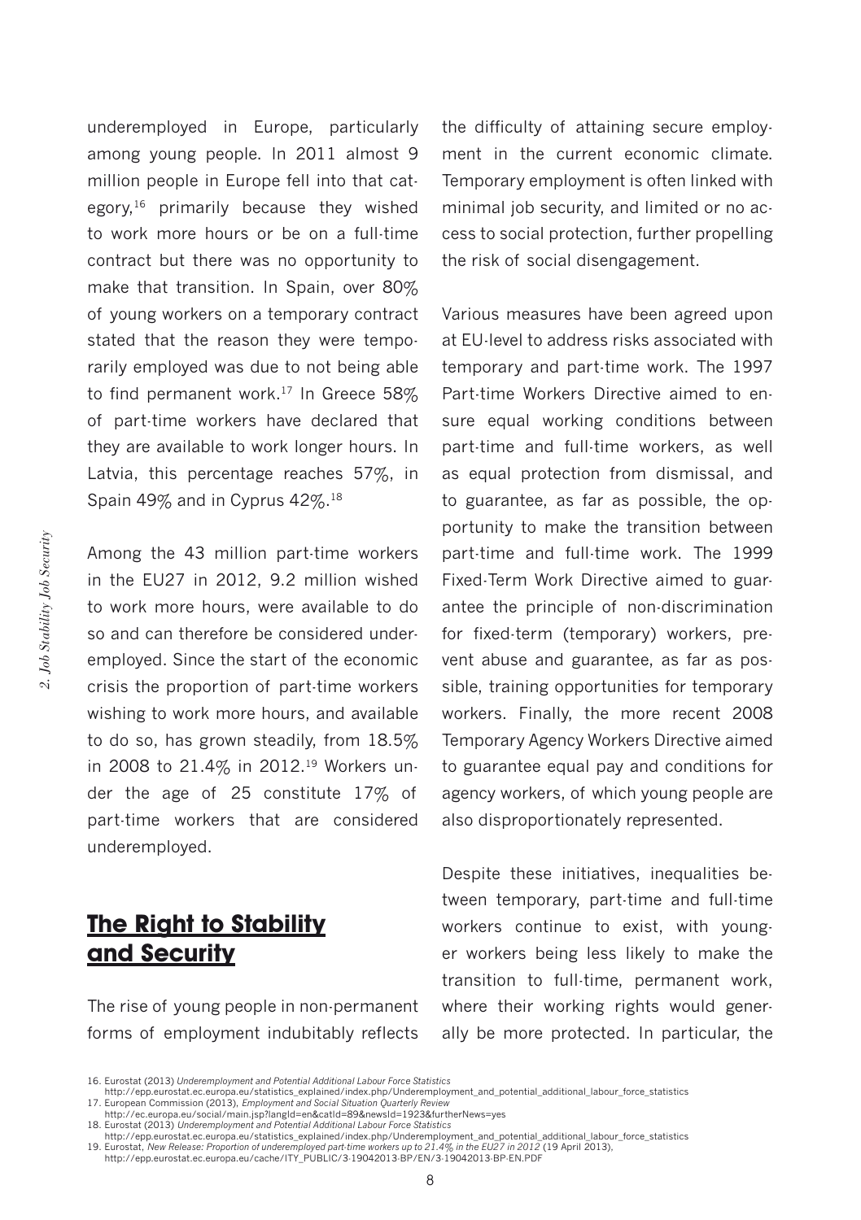underemployed in Europe, particularly among young people. In 2011 almost 9 million people in Europe fell into that category,[16] primarily because they wished to work more hours or be on a full-time contract but there was no opportunity to make that transition. In Spain, over 80% of young workers on a temporary contract stated that the reason they were temporarily employed was due to not being able to find permanent work.[17] In Greece 58% of part-time workers have declared that they are available to work longer hours. In Latvia, this percentage reaches 57%, in Spain 49% and in Cyprus 42%.[18]

Among the 43 million part-time workers in the EU27 in 2012, 9.2 million wished to work more hours, were available to do so and can therefore be considered underemployed. Since the start of the economic crisis the proportion of part-time workers wishing to work more hours, and available to do so, has grown steadily, from 18.5% in 2008 to 21.4% in 2012.[19] Workers under the age of 25 constitute 17% of part-time workers that are considered underemployed.

## The Right to Stability and Security

The rise of young people in non-permanent forms of employment indubitably reflects the difficulty of attaining secure employment in the current economic climate. Temporary employment is often linked with minimal job security, and limited or no access to social protection, further propelling the risk of social disengagement.

Various measures have been agreed upon at EU-level to address risks associated with temporary and part-time work. The 1997 Part-time Workers Directive aimed to ensure equal working conditions between part-time and full-time workers, as well as equal protection from dismissal, and to guarantee, as far as possible, the opportunity to make the transition between part-time and full-time work. The 1999 Fixed-Term Work Directive aimed to guarantee the principle of non-discrimination for fixed-term (temporary) workers, prevent abuse and guarantee, as far as possible, training opportunities for temporary workers. Finally, the more recent 2008 Temporary Agency Workers Directive aimed to guarantee equal pay and conditions for agency workers, of which young people are also disproportionately represented.

Despite these initiatives, inequalities between temporary, part-time and full-time workers continue to exist, with younger workers being less likely to make the transition to full-time, permanent work, where their working rights would generally be more protected. In particular, the

16. Eurostat (2013) *Underemployment and Potential Additional Labour Force Statistics* http://epp.eurostat.ec.europa.eu/statistics_explained/index.php/Underemployment_and_potential_additional_labour_force_statistics
17. European Commission (2013), *Employment and Social Situation Quarterly Review* http://ec.europa.eu/social/main.jsp?langId=en&catId=89&newsId=1923&furtherNews=yes
18. Eurostat (2013) *Underemployment and Potential Additional Labour Force Statistics* http://epp.eurostat.ec.europa.eu/statistics_explained/index.php/Underemployment_and_potential_additional_labour_force_statistics
19. Eurostat, *New Release: Proportion of underemployed part-time workers up to 21.4% in the EU27 in 2012* (19 April 2013), http://epp.eurostat.ec.europa.eu/cache/ITY_PUBLIC/3-19042013-BP/EN/3-19042013-BP-EN.PDF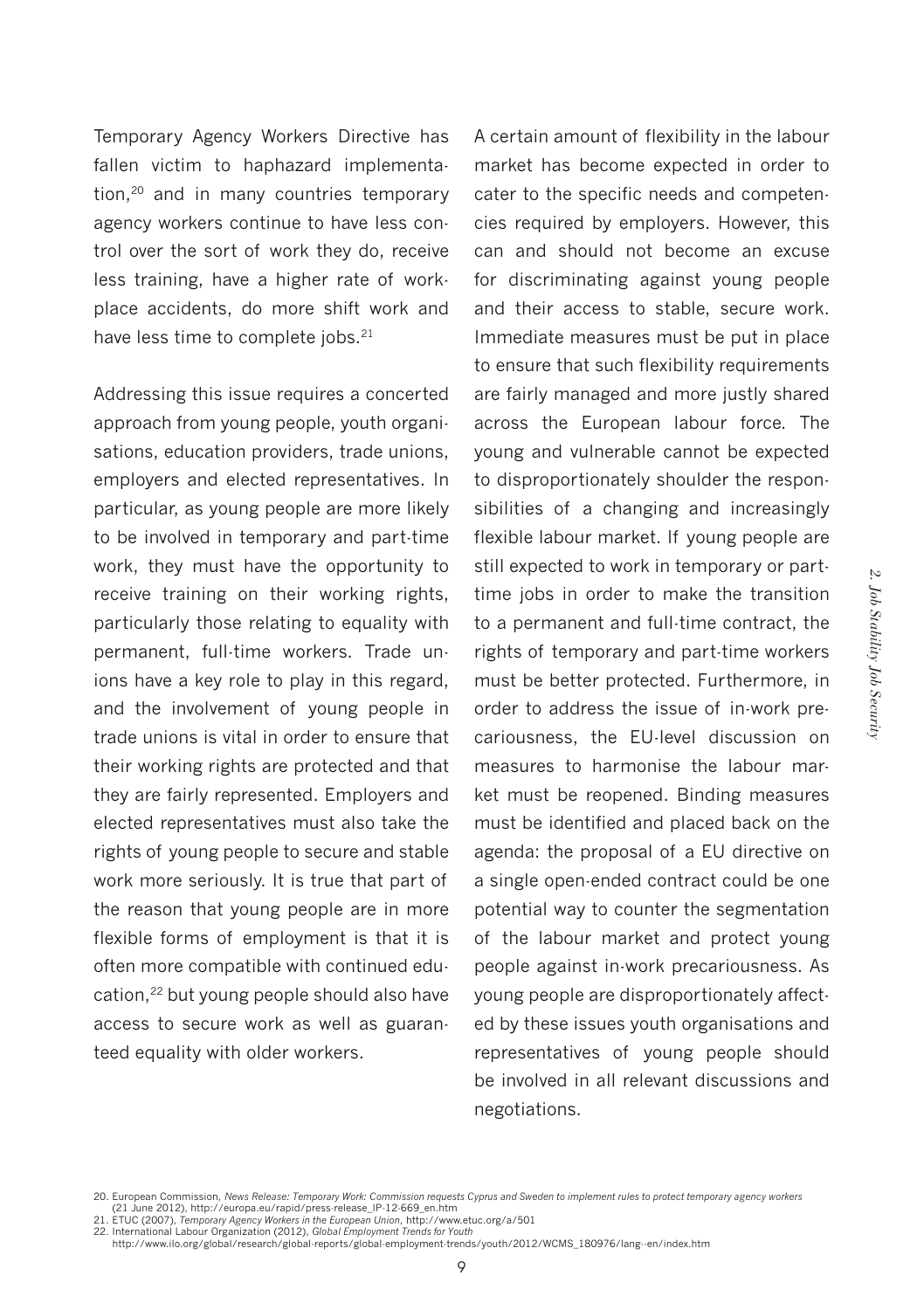Temporary Agency Workers Directive has fallen victim to haphazard implementation,[20] and in many countries temporary agency workers continue to have less control over the sort of work they do, receive less training, have a higher rate of workplace accidents, do more shift work and have less time to complete jobs.[21]

Addressing this issue requires a concerted approach from young people, youth organisations, education providers, trade unions, employers and elected representatives. In particular, as young people are more likely to be involved in temporary and part-time work, they must have the opportunity to receive training on their working rights, particularly those relating to equality with permanent, full-time workers. Trade unions have a key role to play in this regard, and the involvement of young people in trade unions is vital in order to ensure that their working rights are protected and that they are fairly represented. Employers and elected representatives must also take the rights of young people to secure and stable work more seriously. It is true that part of the reason that young people are in more flexible forms of employment is that it is often more compatible with continued education,[22] but young people should also have access to secure work as well as guaranteed equality with older workers.

A certain amount of flexibility in the labour market has become expected in order to cater to the specific needs and competencies required by employers. However, this can and should not become an excuse for discriminating against young people and their access to stable, secure work. Immediate measures must be put in place to ensure that such flexibility requirements are fairly managed and more justly shared across the European labour force. The young and vulnerable cannot be expected to disproportionately shoulder the responsibilities of a changing and increasingly flexible labour market. If young people are still expected to work in temporary or part-time jobs in order to make the transition to a permanent and full-time contract, the rights of temporary and part-time workers must be better protected. Furthermore, in order to address the issue of in-work precariousness, the EU-level discussion on measures to harmonise the labour market must be reopened. Binding measures must be identified and placed back on the agenda: the proposal of a EU directive on a single open-ended contract could be one potential way to counter the segmentation of the labour market and protect young people against in-work precariousness. As young people are disproportionately affected by these issues youth organisations and representatives of young people should be involved in all relevant discussions and negotiations.

20. European Commission, *News Release: Temporary Work: Commission requests Cyprus and Sweden to implement rules to protect temporary agency workers* (21 June 2012), http://europa.eu/rapid/press-release_IP-12-669_en.htm
21. ETUC (2007), *Temporary Agency Workers in the European Union*, http://www.etuc.org/a/501
22. International Labour Organization (2012), *Global Employment Trends for Youth* http://www.ilo.org/global/research/global-reports/global-employment-trends/youth/2012/WCMS_180976/lang--en/index.htm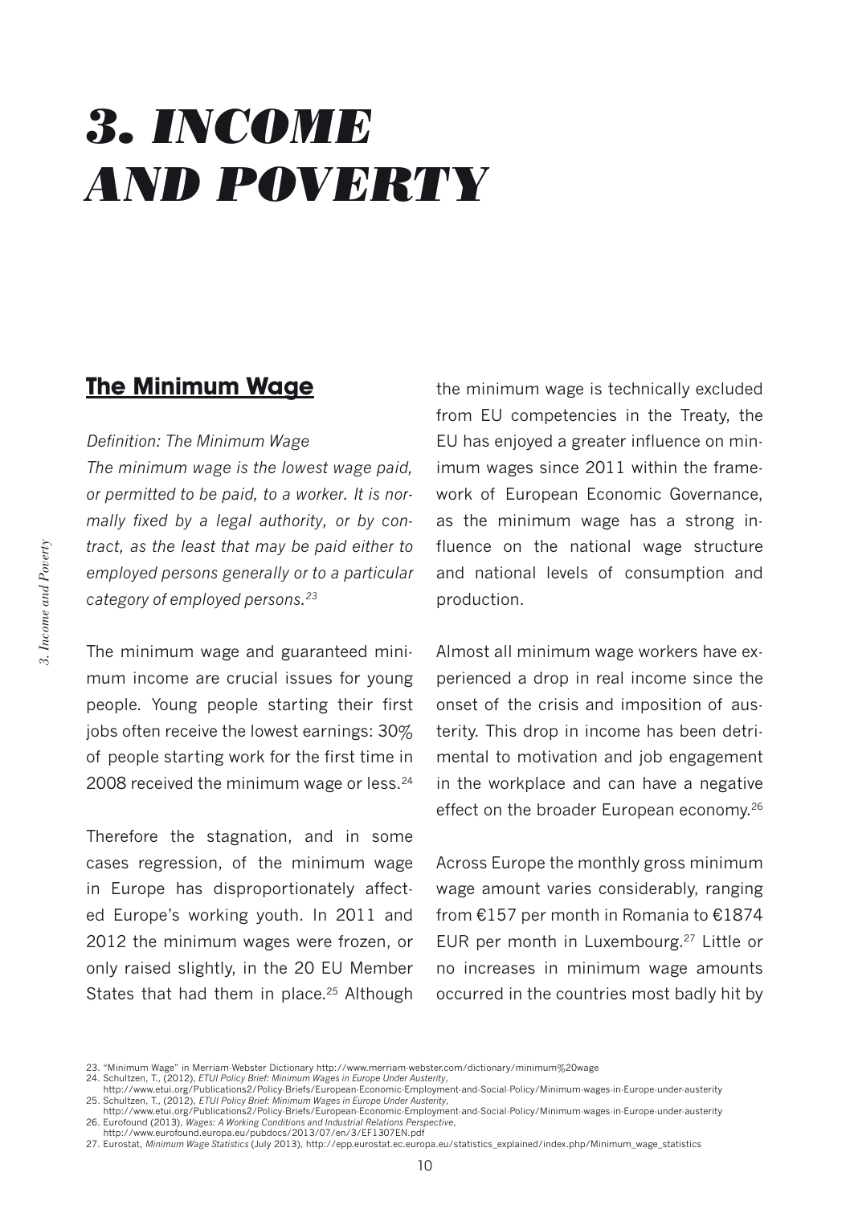# 3. INCOME AND POVERTY

## The Minimum Wage

*Definition: The Minimum Wage*
*The minimum wage is the lowest wage paid, or permitted to be paid, to a worker. It is normally fixed by a legal authority, or by contract, as the least that may be paid either to employed persons generally or to a particular category of employed persons.*[23]

The minimum wage and guaranteed minimum income are crucial issues for young people. Young people starting their first jobs often receive the lowest earnings: 30% of people starting work for the first time in 2008 received the minimum wage or less.[24]

Therefore the stagnation, and in some cases regression, of the minimum wage in Europe has disproportionately affected Europe's working youth. In 2011 and 2012 the minimum wages were frozen, or only raised slightly, in the 20 EU Member States that had them in place.[25] Although the minimum wage is technically excluded from EU competencies in the Treaty, the EU has enjoyed a greater influence on minimum wages since 2011 within the framework of European Economic Governance, as the minimum wage has a strong influence on the national wage structure and national levels of consumption and production.

Almost all minimum wage workers have experienced a drop in real income since the onset of the crisis and imposition of austerity. This drop in income has been detrimental to motivation and job engagement in the workplace and can have a negative effect on the broader European economy.[26]

Across Europe the monthly gross minimum wage amount varies considerably, ranging from €157 per month in Romania to €1874 EUR per month in Luxembourg.[27] Little or no increases in minimum wage amounts occurred in the countries most badly hit by

23. "Minimum Wage" in Merriam-Webster Dictionary http://www.merriam-webster.com/dictionary/minimum%20wage
24. Schultzen, T., (2012), *ETUI Policy Brief: Minimum Wages in Europe Under Austerity*, http://www.etui.org/Publications2/Policy-Briefs/European-Economic-Employment-and-Social-Policy/Minimum-wages-in-Europe-under-austerity
25. Schultzen, T., (2012), *ETUI Policy Brief: Minimum Wages in Europe Under Austerity*, http://www.etui.org/Publications2/Policy-Briefs/European-Economic-Employment-and-Social-Policy/Minimum-wages-in-Europe-under-austerity
26. Eurofound (2013), *Wages: A Working Conditions and Industrial Relations Perspective*, http://www.eurofound.europa.eu/pubdocs/2013/07/en/3/EF1307EN.pdf
27. Eurostat, *Minimum Wage Statistics* (July 2013), http://epp.eurostat.ec.europa.eu/statistics_explained/index.php/Minimum_wage_statistics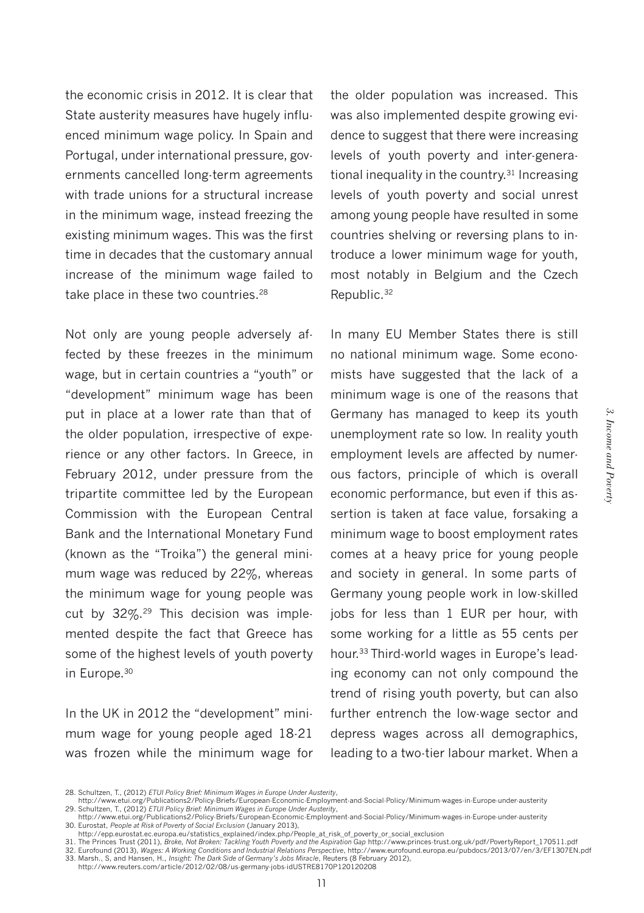the economic crisis in 2012. It is clear that State austerity measures have hugely influenced minimum wage policy. In Spain and Portugal, under international pressure, governments cancelled long-term agreements with trade unions for a structural increase in the minimum wage, instead freezing the existing minimum wages. This was the first time in decades that the customary annual increase of the minimum wage failed to take place in these two countries.[28]

Not only are young people adversely affected by these freezes in the minimum wage, but in certain countries a "youth" or "development" minimum wage has been put in place at a lower rate than that of the older population, irrespective of experience or any other factors. In Greece, in February 2012, under pressure from the tripartite committee led by the European Commission with the European Central Bank and the International Monetary Fund (known as the "Troika") the general minimum wage was reduced by 22%, whereas the minimum wage for young people was cut by 32%.[29] This decision was implemented despite the fact that Greece has some of the highest levels of youth poverty in Europe.[30]

In the UK in 2012 the "development" minimum wage for young people aged 18-21 was frozen while the minimum wage for the older population was increased. This was also implemented despite growing evidence to suggest that there were increasing levels of youth poverty and inter-generational inequality in the country.[31] Increasing levels of youth poverty and social unrest among young people have resulted in some countries shelving or reversing plans to introduce a lower minimum wage for youth, most notably in Belgium and the Czech Republic.[32]

In many EU Member States there is still no national minimum wage. Some economists have suggested that the lack of a minimum wage is one of the reasons that Germany has managed to keep its youth unemployment rate so low. In reality youth employment levels are affected by numerous factors, principle of which is overall economic performance, but even if this assertion is taken at face value, forsaking a minimum wage to boost employment rates comes at a heavy price for young people and society in general. In some parts of Germany young people work in low-skilled jobs for less than 1 EUR per hour, with some working for a little as 55 cents per hour.[33] Third-world wages in Europe's leading economy can not only compound the trend of rising youth poverty, but can also further entrench the low-wage sector and depress wages across all demographics, leading to a two-tier labour market. When a

28. Schultzen, T., (2012) *ETUI Policy Brief: Minimum Wages in Europe Under Austerity*, http://www.etui.org/Publications2/Policy-Briefs/European-Economic-Employment-and-Social-Policy/Minimum-wages-in-Europe-under-austerity
29. Schultzen, T., (2012) *ETUI Policy Brief: Minimum Wages in Europe Under Austerity*, http://www.etui.org/Publications2/Policy-Briefs/European-Economic-Employment-and-Social-Policy/Minimum-wages-in-Europe-under-austerity
30. Eurostat, *People at Risk of Poverty of Social Exclusion* (January 2013), http://epp.eurostat.ec.europa.eu/statistics_explained/index.php/People_at_risk_of_poverty_or_social_exclusion
31. The Princes Trust (2011), *Broke, Not Broken: Tackling Youth Poverty and the Aspiration Gap* http://www.princes-trust.org.uk/pdf/PovertyReport_170511.pdf
32. Eurofound (2013), *Wages: A Working Conditions and Industrial Relations Perspective*, http://www.eurofound.europa.eu/pubdocs/2013/07/en/3/EF1307EN.pdf
33. Marsh., S, and Hansen, H., *Insight: The Dark Side of Germany's Jobs Miracle*, Reuters (8 February 2012), http://www.reuters.com/article/2012/02/08/us-germany-jobs-idUSTRE8170P120120208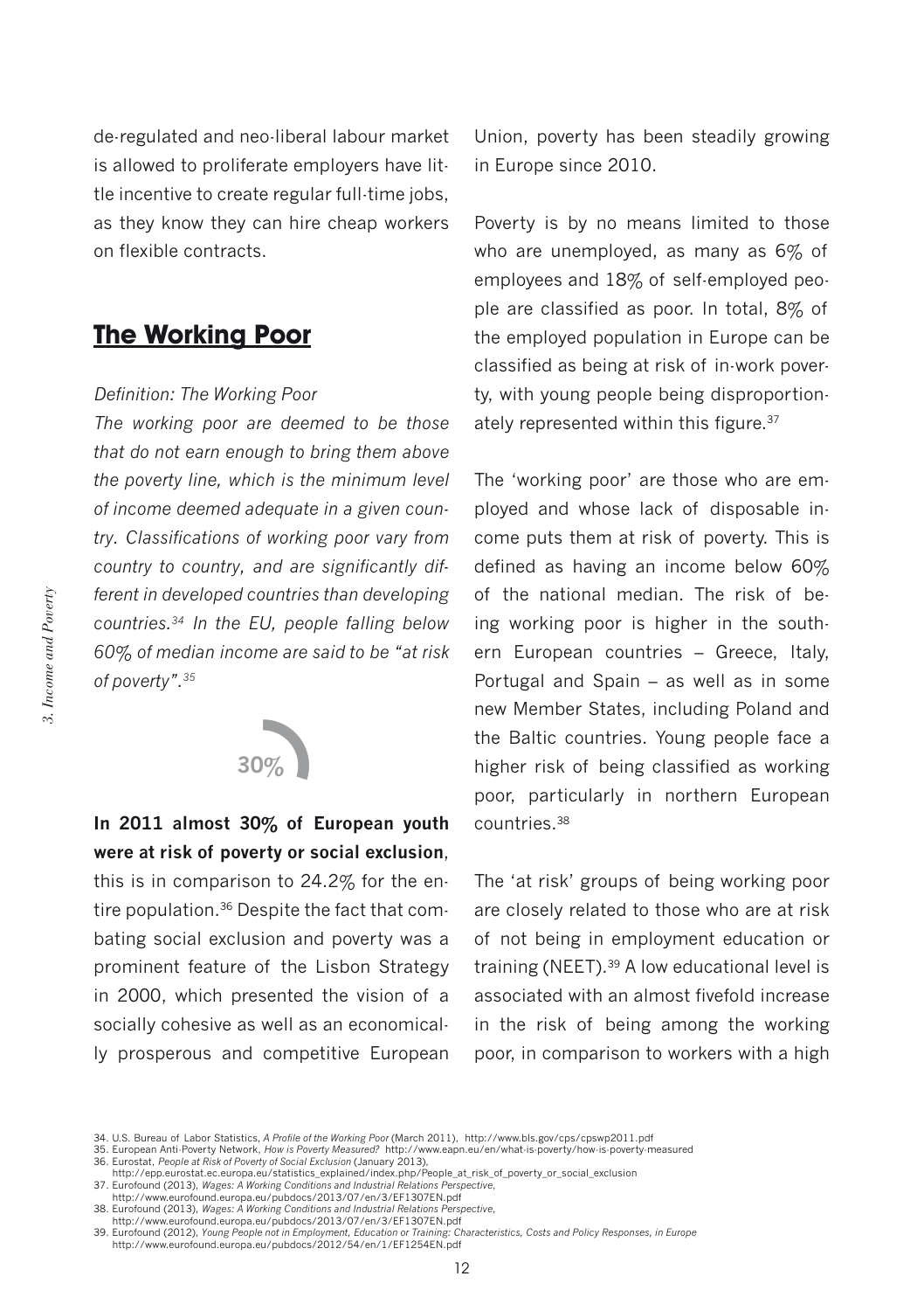de-regulated and neo-liberal labour market is allowed to proliferate employers have little incentive to create regular full-time jobs, as they know they can hire cheap workers on flexible contracts.

## The Working Poor

*Definition: The Working Poor*

*The working poor are deemed to be those that do not earn enough to bring them above the poverty line, which is the minimum level of income deemed adequate in a given country. Classifications of working poor vary from country to country, and are significantly different in developed countries than developing countries.[34] In the EU, people falling below 60% of median income are said to be "at risk of poverty".[35]*

30%

**In 2011 almost 30% of European youth were at risk of poverty or social exclusion**, this is in comparison to 24.2% for the entire population.[36] Despite the fact that combating social exclusion and poverty was a prominent feature of the Lisbon Strategy in 2000, which presented the vision of a socially cohesive as well as an economically prosperous and competitive European Union, poverty has been steadily growing in Europe since 2010.

Poverty is by no means limited to those who are unemployed, as many as 6% of employees and 18% of self-employed people are classified as poor. In total, 8% of the employed population in Europe can be classified as being at risk of in-work poverty, with young people being disproportionately represented within this figure.[37]

The 'working poor' are those who are employed and whose lack of disposable income puts them at risk of poverty. This is defined as having an income below 60% of the national median. The risk of being working poor is higher in the southern European countries – Greece, Italy, Portugal and Spain – as well as in some new Member States, including Poland and the Baltic countries. Young people face a higher risk of being classified as working poor, particularly in northern European countries.[38]

The 'at risk' groups of being working poor are closely related to those who are at risk of not being in employment education or training (NEET).[39] A low educational level is associated with an almost fivefold increase in the risk of being among the working poor, in comparison to workers with a high

34. U.S. Bureau of Labor Statistics, *A Profile of the Working Poor* (March 2011), http://www.bls.gov/cps/cpswp2011.pdf
35. European Anti-Poverty Network, *How is Poverty Measured?* http://www.eapn.eu/en/what-is-poverty/how-is-poverty-measured
36. Eurostat, *People at Risk of Poverty of Social Exclusion* (January 2013), http://epp.eurostat.ec.europa.eu/statistics_explained/index.php/People_at_risk_of_poverty_or_social_exclusion
37. Eurofound (2013), *Wages: A Working Conditions and Industrial Relations Perspective*, http://www.eurofound.europa.eu/pubdocs/2013/07/en/3/EF1307EN.pdf
38. Eurofound (2013), *Wages: A Working Conditions and Industrial Relations Perspective*, http://www.eurofound.europa.eu/pubdocs/2013/07/en/3/EF1307EN.pdf
39. Eurofound (2012), *Young People not in Employment, Education or Training: Characteristics, Costs and Policy Responses, in Europe* http://www.eurofound.europa.eu/pubdocs/2012/54/en/1/EF1254EN.pdf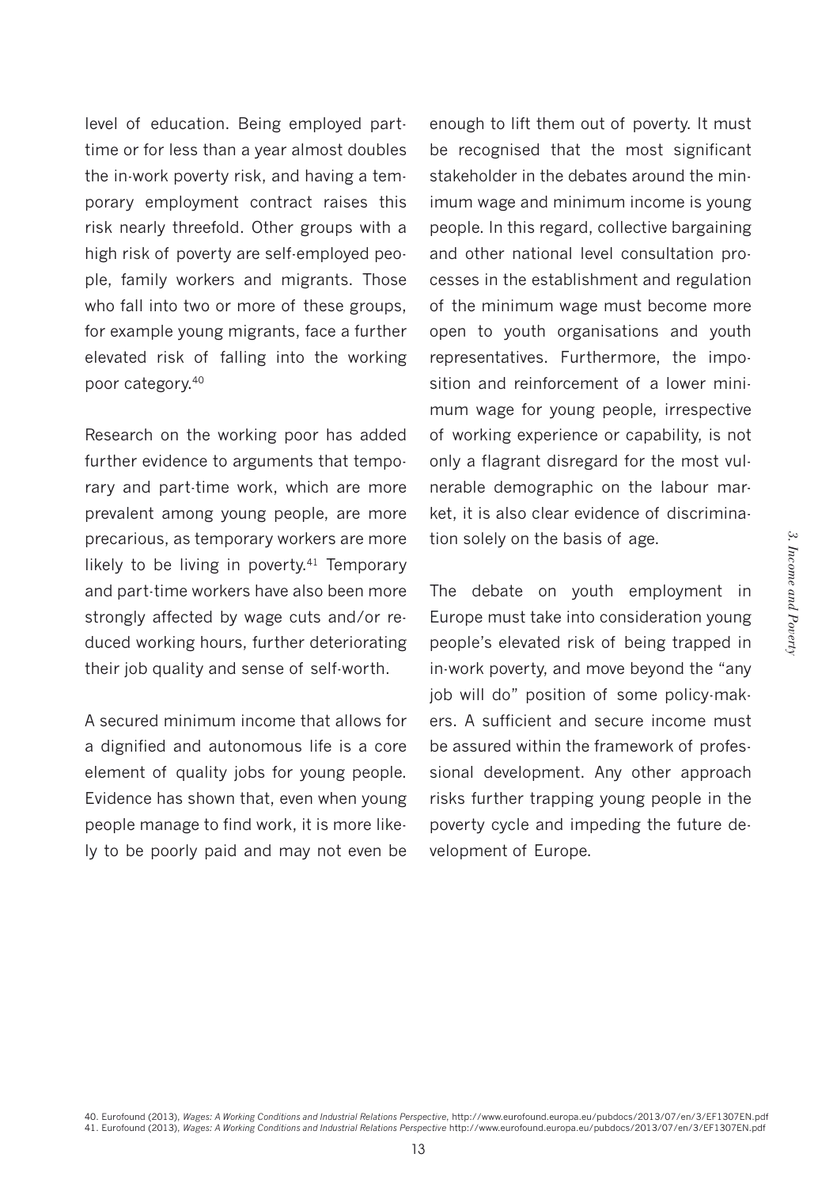level of education. Being employed part-time or for less than a year almost doubles the in-work poverty risk, and having a temporary employment contract raises this risk nearly threefold. Other groups with a high risk of poverty are self-employed people, family workers and migrants. Those who fall into two or more of these groups, for example young migrants, face a further elevated risk of falling into the working poor category.[40]

Research on the working poor has added further evidence to arguments that temporary and part-time work, which are more prevalent among young people, are more precarious, as temporary workers are more likely to be living in poverty.[41] Temporary and part-time workers have also been more strongly affected by wage cuts and/or reduced working hours, further deteriorating their job quality and sense of self-worth.

A secured minimum income that allows for a dignified and autonomous life is a core element of quality jobs for young people. Evidence has shown that, even when young people manage to find work, it is more likely to be poorly paid and may not even be enough to lift them out of poverty. It must be recognised that the most significant stakeholder in the debates around the minimum wage and minimum income is young people. In this regard, collective bargaining and other national level consultation processes in the establishment and regulation of the minimum wage must become more open to youth organisations and youth representatives. Furthermore, the imposition and reinforcement of a lower minimum wage for young people, irrespective of working experience or capability, is not only a flagrant disregard for the most vulnerable demographic on the labour market, it is also clear evidence of discrimination solely on the basis of age.

The debate on youth employment in Europe must take into consideration young people's elevated risk of being trapped in in-work poverty, and move beyond the "any job will do" position of some policy-makers. A sufficient and secure income must be assured within the framework of professional development. Any other approach risks further trapping young people in the poverty cycle and impeding the future development of Europe.

40. Eurofound (2013), *Wages: A Working Conditions and Industrial Relations Perspective*, http://www.eurofound.europa.eu/pubdocs/2013/07/en/3/EF1307EN.pdf
41. Eurofound (2013), *Wages: A Working Conditions and Industrial Relations Perspective* http://www.eurofound.europa.eu/pubdocs/2013/07/en/3/EF1307EN.pdf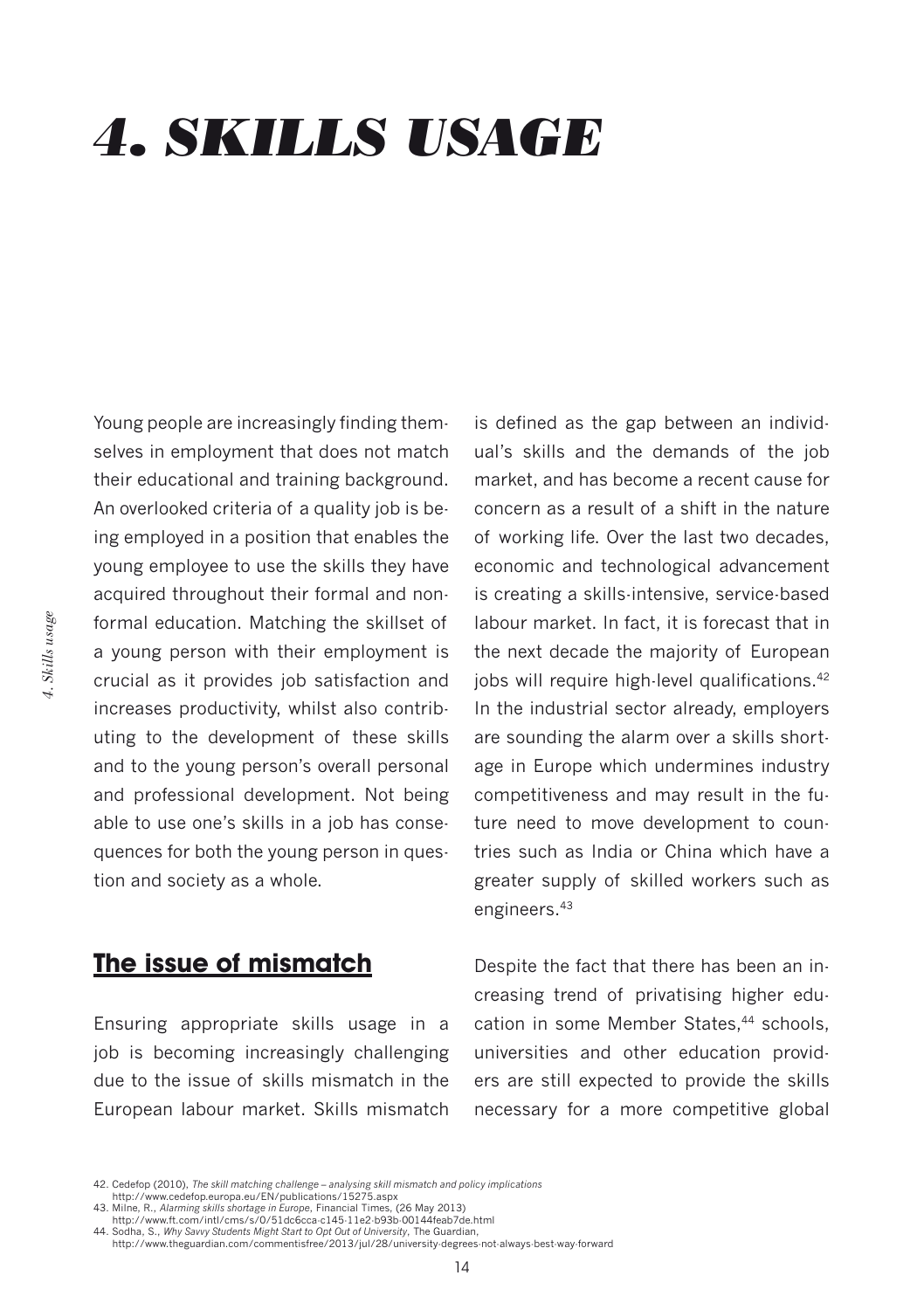# 4. SKILLS USAGE

Young people are increasingly finding themselves in employment that does not match their educational and training background. An overlooked criteria of a quality job is being employed in a position that enables the young employee to use the skills they have acquired throughout their formal and non-formal education. Matching the skillset of a young person with their employment is crucial as it provides job satisfaction and increases productivity, whilst also contributing to the development of these skills and to the young person's overall personal and professional development. Not being able to use one's skills in a job has consequences for both the young person in question and society as a whole.

## The issue of mismatch

Ensuring appropriate skills usage in a job is becoming increasingly challenging due to the issue of skills mismatch in the European labour market. Skills mismatch is defined as the gap between an individual's skills and the demands of the job market, and has become a recent cause for concern as a result of a shift in the nature of working life. Over the last two decades, economic and technological advancement is creating a skills-intensive, service-based labour market. In fact, it is forecast that in the next decade the majority of European jobs will require high-level qualifications.[42] In the industrial sector already, employers are sounding the alarm over a skills shortage in Europe which undermines industry competitiveness and may result in the future need to move development to countries such as India or China which have a greater supply of skilled workers such as engineers.[43]

Despite the fact that there has been an increasing trend of privatising higher education in some Member States,[44] schools, universities and other education providers are still expected to provide the skills necessary for a more competitive global

42. Cedefop (2010), *The skill matching challenge – analysing skill mismatch and policy implications* http://www.cedefop.europa.eu/EN/publications/15275.aspx
43. Milne, R., *Alarming skills shortage in Europe*, Financial Times, (26 May 2013) http://www.ft.com/intl/cms/s/0/51dc6cca-c145-11e2-b93b-00144feab7de.html
44. Sodha, S., *Why Savvy Students Might Start to Opt Out of University*, The Guardian, http://www.theguardian.com/commentisfree/2013/jul/28/university-degrees-not-always-best-way-forward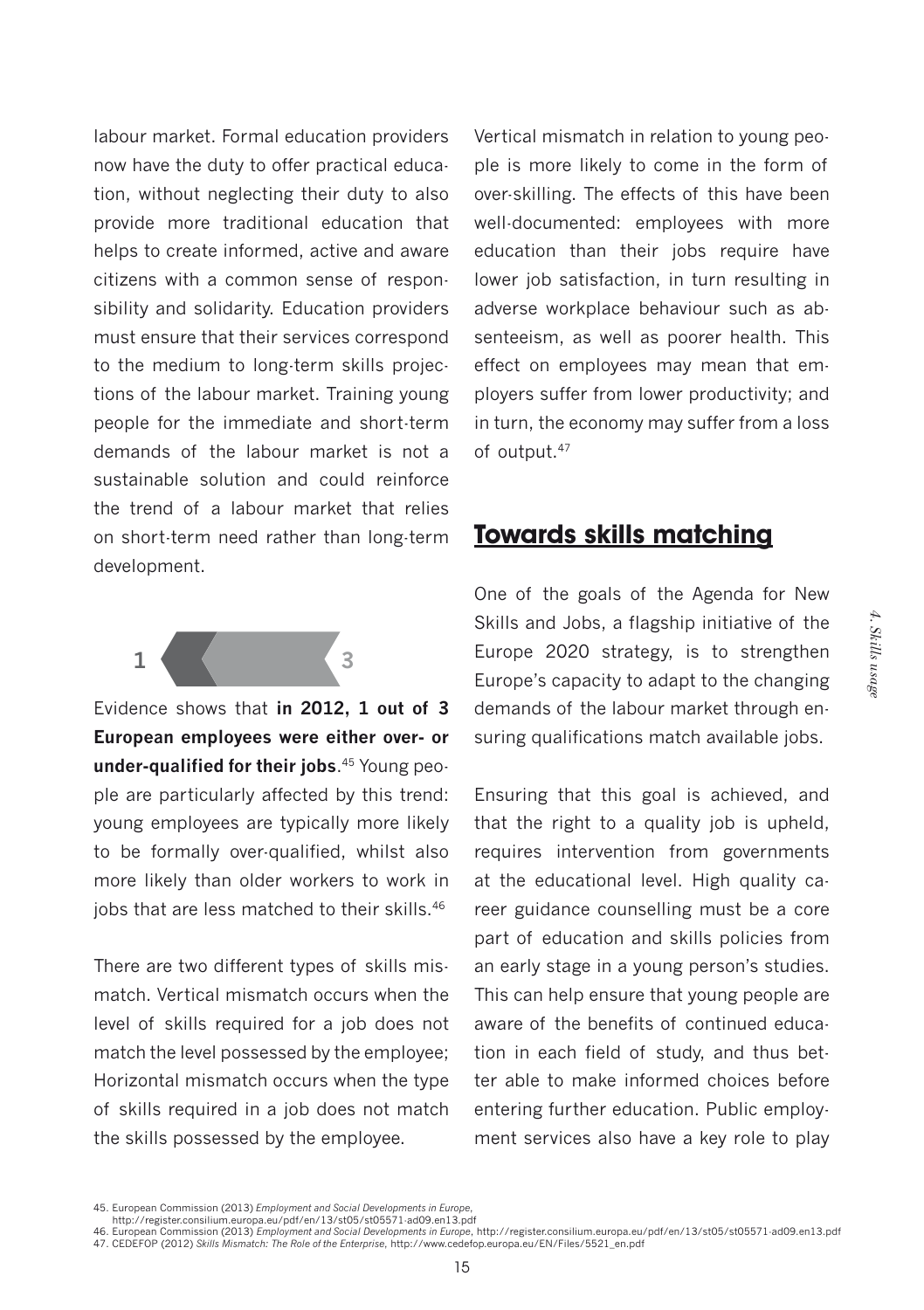labour market. Formal education providers now have the duty to offer practical education, without neglecting their duty to also provide more traditional education that helps to create informed, active and aware citizens with a common sense of responsibility and solidarity. Education providers must ensure that their services correspond to the medium to long-term skills projections of the labour market. Training young people for the immediate and short-term demands of the labour market is not a sustainable solution and could reinforce the trend of a labour market that relies on short-term need rather than long-term development.

1 3

Evidence shows that **in 2012, 1 out of 3 European employees were either over- or under-qualified for their jobs**.[45] Young people are particularly affected by this trend: young employees are typically more likely to be formally over-qualified, whilst also more likely than older workers to work in jobs that are less matched to their skills.[46]

There are two different types of skills mismatch. Vertical mismatch occurs when the level of skills required for a job does not match the level possessed by the employee; Horizontal mismatch occurs when the type of skills required in a job does not match the skills possessed by the employee.

Vertical mismatch in relation to young people is more likely to come in the form of over-skilling. The effects of this have been well-documented: employees with more education than their jobs require have lower job satisfaction, in turn resulting in adverse workplace behaviour such as absenteeism, as well as poorer health. This effect on employees may mean that employers suffer from lower productivity; and in turn, the economy may suffer from a loss of output.[47]

## Towards skills matching

One of the goals of the Agenda for New Skills and Jobs, a flagship initiative of the Europe 2020 strategy, is to strengthen Europe's capacity to adapt to the changing demands of the labour market through ensuring qualifications match available jobs.

Ensuring that this goal is achieved, and that the right to a quality job is upheld, requires intervention from governments at the educational level. High quality career guidance counselling must be a core part of education and skills policies from an early stage in a young person's studies. This can help ensure that young people are aware of the benefits of continued education in each field of study, and thus better able to make informed choices before entering further education. Public employment services also have a key role to play

45. European Commission (2013) *Employment and Social Developments in Europe*, http://register.consilium.europa.eu/pdf/en/13/st05/st05571-ad09.en13.pdf
46. European Commission (2013) *Employment and Social Developments in Europe*, http://register.consilium.europa.eu/pdf/en/13/st05/st05571-ad09.en13.pdf
47. CEDEFOP (2012) *Skills Mismatch: The Role of the Enterprise*, http://www.cedefop.europa.eu/EN/Files/5521_en.pdf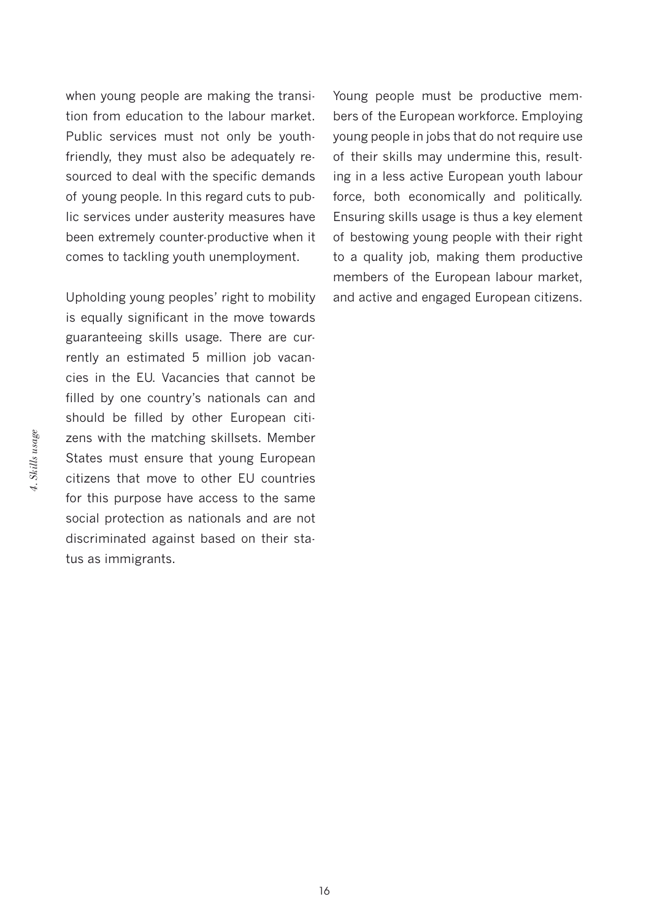when young people are making the transition from education to the labour market. Public services must not only be youth-friendly, they must also be adequately resourced to deal with the specific demands of young people. In this regard cuts to public services under austerity measures have been extremely counter-productive when it comes to tackling youth unemployment.

Upholding young peoples' right to mobility is equally significant in the move towards guaranteeing skills usage. There are currently an estimated 5 million job vacancies in the EU. Vacancies that cannot be filled by one country's nationals can and should be filled by other European citizens with the matching skillsets. Member States must ensure that young European citizens that move to other EU countries for this purpose have access to the same social protection as nationals and are not discriminated against based on their status as immigrants.

Young people must be productive members of the European workforce. Employing young people in jobs that do not require use of their skills may undermine this, resulting in a less active European youth labour force, both economically and politically. Ensuring skills usage is thus a key element of bestowing young people with their right to a quality job, making them productive members of the European labour market, and active and engaged European citizens.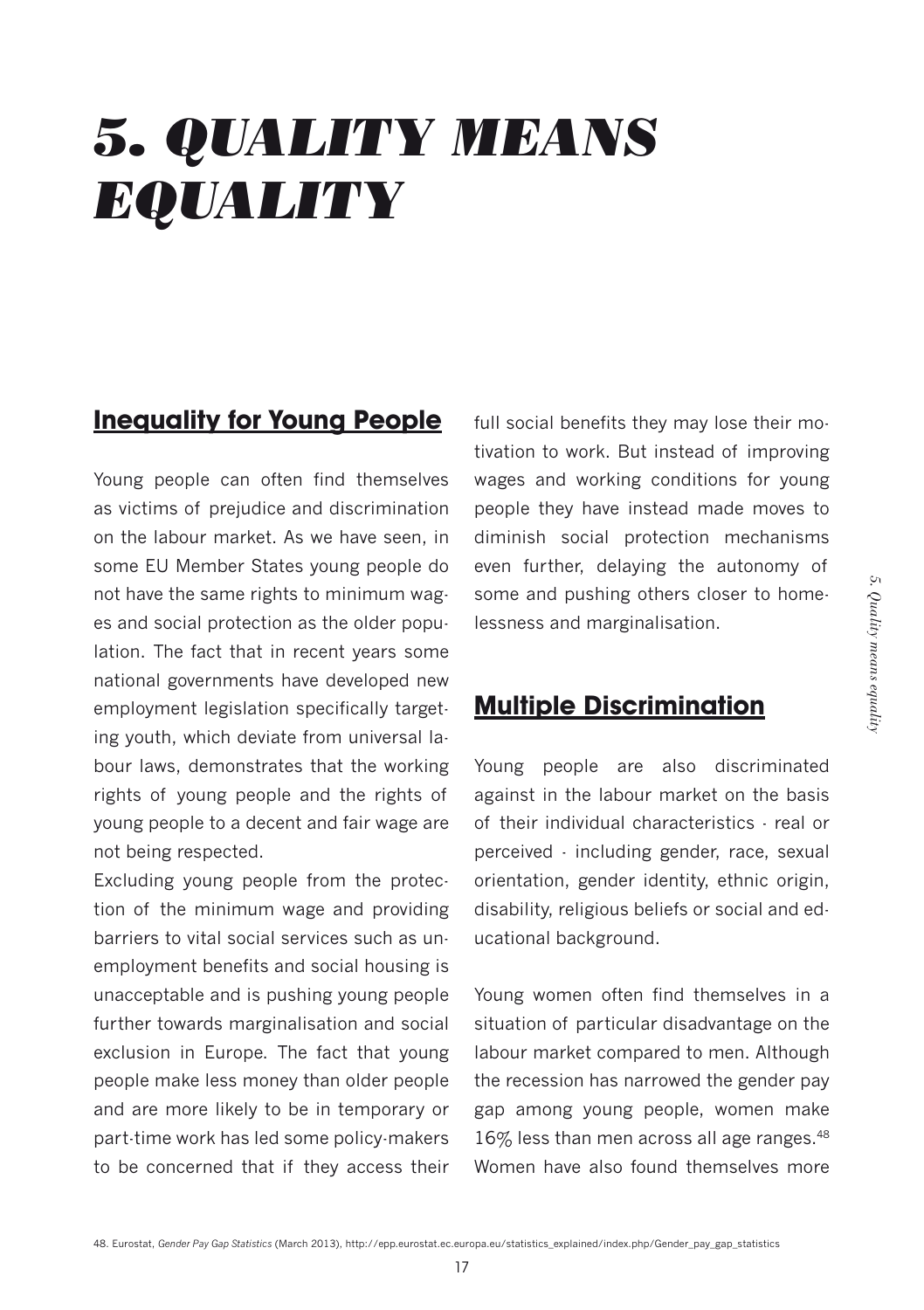# 5. QUALITY MEANS EQUALITY

## Inequality for Young People

Young people can often find themselves as victims of prejudice and discrimination on the labour market. As we have seen, in some EU Member States young people do not have the same rights to minimum wages and social protection as the older population. The fact that in recent years some national governments have developed new employment legislation specifically targeting youth, which deviate from universal labour laws, demonstrates that the working rights of young people and the rights of young people to a decent and fair wage are not being respected.

Excluding young people from the protection of the minimum wage and providing barriers to vital social services such as unemployment benefits and social housing is unacceptable and is pushing young people further towards marginalisation and social exclusion in Europe. The fact that young people make less money than older people and are more likely to be in temporary or part-time work has led some policy-makers to be concerned that if they access their full social benefits they may lose their motivation to work. But instead of improving wages and working conditions for young people they have instead made moves to diminish social protection mechanisms even further, delaying the autonomy of some and pushing others closer to homelessness and marginalisation.

## Multiple Discrimination

Young people are also discriminated against in the labour market on the basis of their individual characteristics - real or perceived - including gender, race, sexual orientation, gender identity, ethnic origin, disability, religious beliefs or social and educational background.

Young women often find themselves in a situation of particular disadvantage on the labour market compared to men. Although the recession has narrowed the gender pay gap among young people, women make 16% less than men across all age ranges.[48] Women have also found themselves more

48. Eurostat, *Gender Pay Gap Statistics* (March 2013), http://epp.eurostat.ec.europa.eu/statistics_explained/index.php/Gender_pay_gap_statistics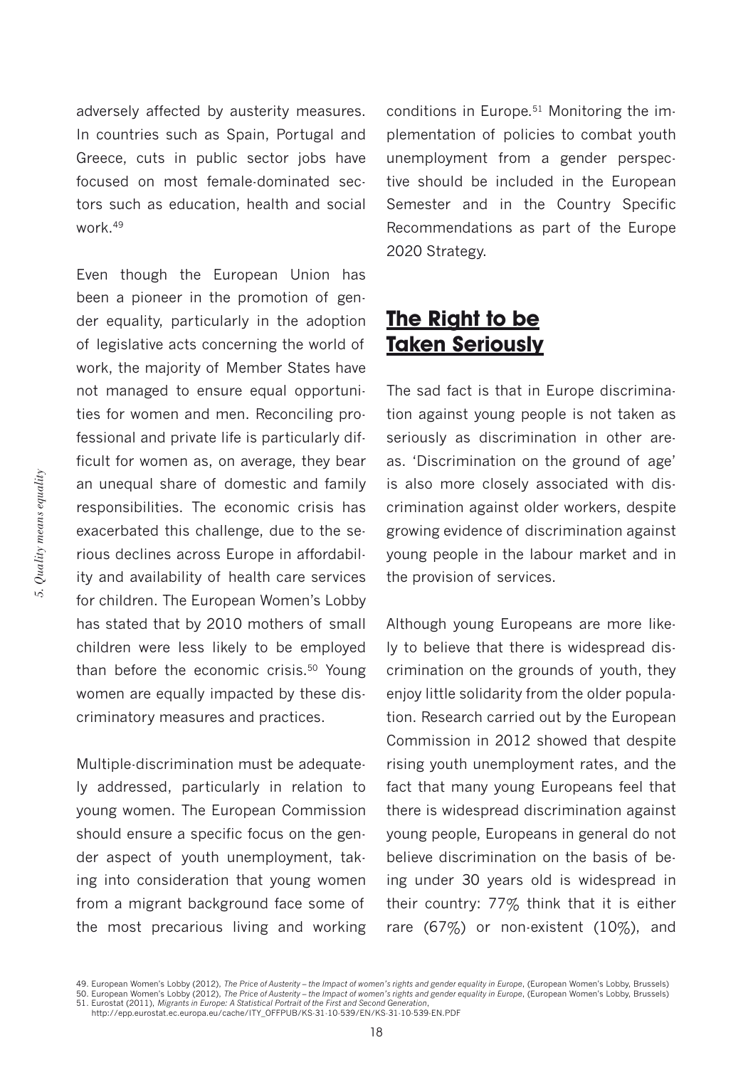adversely affected by austerity measures. In countries such as Spain, Portugal and Greece, cuts in public sector jobs have focused on most female-dominated sectors such as education, health and social work.[49]

Even though the European Union has been a pioneer in the promotion of gender equality, particularly in the adoption of legislative acts concerning the world of work, the majority of Member States have not managed to ensure equal opportunities for women and men. Reconciling professional and private life is particularly difficult for women as, on average, they bear an unequal share of domestic and family responsibilities. The economic crisis has exacerbated this challenge, due to the serious declines across Europe in affordability and availability of health care services for children. The European Women's Lobby has stated that by 2010 mothers of small children were less likely to be employed than before the economic crisis.[50] Young women are equally impacted by these discriminatory measures and practices.

Multiple-discrimination must be adequately addressed, particularly in relation to young women. The European Commission should ensure a specific focus on the gender aspect of youth unemployment, taking into consideration that young women from a migrant background face some of the most precarious living and working conditions in Europe.[51] Monitoring the implementation of policies to combat youth unemployment from a gender perspective should be included in the European Semester and in the Country Specific Recommendations as part of the Europe 2020 Strategy.

## The Right to be Taken Seriously

The sad fact is that in Europe discrimination against young people is not taken as seriously as discrimination in other areas. 'Discrimination on the ground of age' is also more closely associated with discrimination against older workers, despite growing evidence of discrimination against young people in the labour market and in the provision of services.

Although young Europeans are more likely to believe that there is widespread discrimination on the grounds of youth, they enjoy little solidarity from the older population. Research carried out by the European Commission in 2012 showed that despite rising youth unemployment rates, and the fact that many young Europeans feel that there is widespread discrimination against young people, Europeans in general do not believe discrimination on the basis of being under 30 years old is widespread in their country: 77% think that it is either rare (67%) or non-existent (10%), and

49. European Women's Lobby (2012), *The Price of Austerity – the Impact of women's rights and gender equality in Europe*, (European Women's Lobby, Brussels)
50. European Women's Lobby (2012), *The Price of Austerity – the Impact of women's rights and gender equality in Europe*, (European Women's Lobby, Brussels)
51. Eurostat (2011), *Migrants in Europe: A Statistical Portrait of the First and Second Generation*, http://epp.eurostat.ec.europa.eu/cache/ITY_OFFPUB/KS-31-10-539/EN/KS-31-10-539-EN.PDF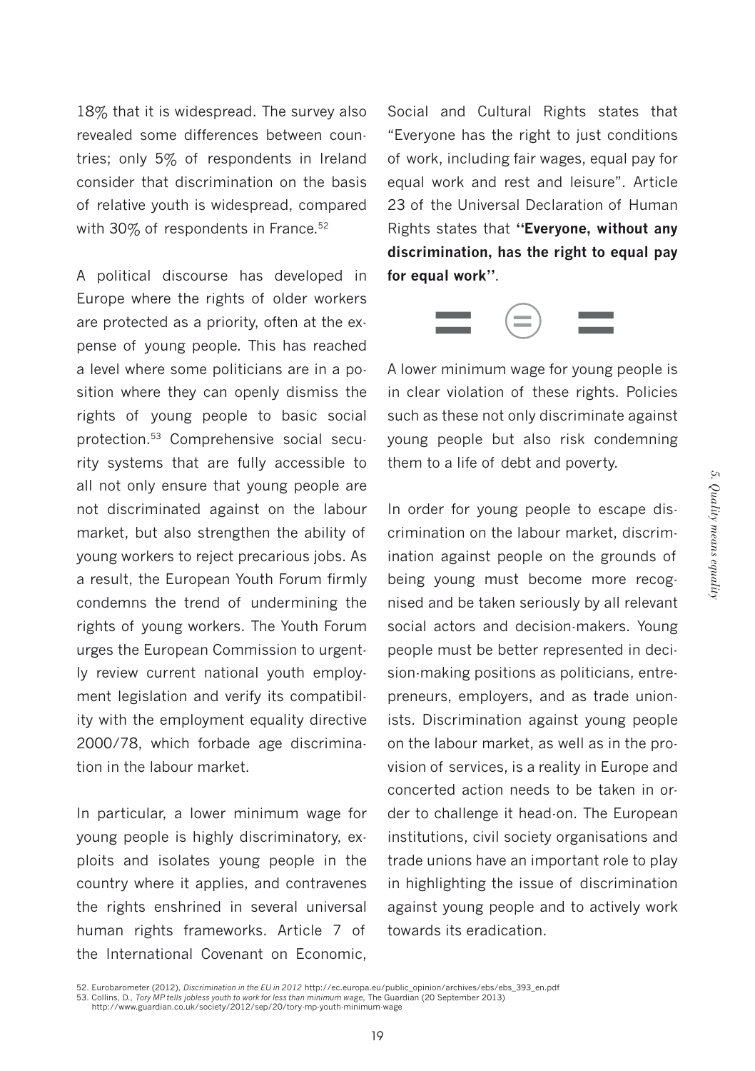18% that it is widespread. The survey also revealed some differences between countries; only 5% of respondents in Ireland consider that discrimination on the basis of relative youth is widespread, compared with 30% of respondents in France.[52]

A political discourse has developed in Europe where the rights of older workers are protected as a priority, often at the expense of young people. This has reached a level where some politicians are in a position where they can openly dismiss the rights of young people to basic social protection.[53] Comprehensive social security systems that are fully accessible to all not only ensure that young people are not discriminated against on the labour market, but also strengthen the ability of young workers to reject precarious jobs. As a result, the European Youth Forum firmly condemns the trend of undermining the rights of young workers. The Youth Forum urges the European Commission to urgently review current national youth employment legislation and verify its compatibility with the employment equality directive 2000/78, which forbade age discrimination in the labour market.

In particular, a lower minimum wage for young people is highly discriminatory, exploits and isolates young people in the country where it applies, and contravenes the rights enshrined in several universal human rights frameworks. Article 7 of the International Covenant on Economic, Social and Cultural Rights states that "Everyone has the right to just conditions of work, including fair wages, equal pay for equal work and rest and leisure". Article 23 of the Universal Declaration of Human Rights states that **"Everyone, without any discrimination, has the right to equal pay for equal work"**.

A lower minimum wage for young people is in clear violation of these rights. Policies such as these not only discriminate against young people but also risk condemning them to a life of debt and poverty.

In order for young people to escape discrimination on the labour market, discrimination against people on the grounds of being young must become more recognised and be taken seriously by all relevant social actors and decision-makers. Young people must be better represented in decision-making positions as politicians, entrepreneurs, employers, and as trade unionists. Discrimination against young people on the labour market, as well as in the provision of services, is a reality in Europe and concerted action needs to be taken in order to challenge it head-on. The European institutions, civil society organisations and trade unions have an important role to play in highlighting the issue of discrimination against young people and to actively work towards its eradication.

52. Eurobarometer (2012), *Discrimination in the EU in 2012* http://ec.europa.eu/public_opinion/archives/ebs/ebs_393_en.pdf
53. Collins, D., *Tory MP tells jobless youth to work for less than minimum wage*, The Guardian (20 September 2013) http://www.guardian.co.uk/society/2012/sep/20/tory-mp-youth-minimum-wage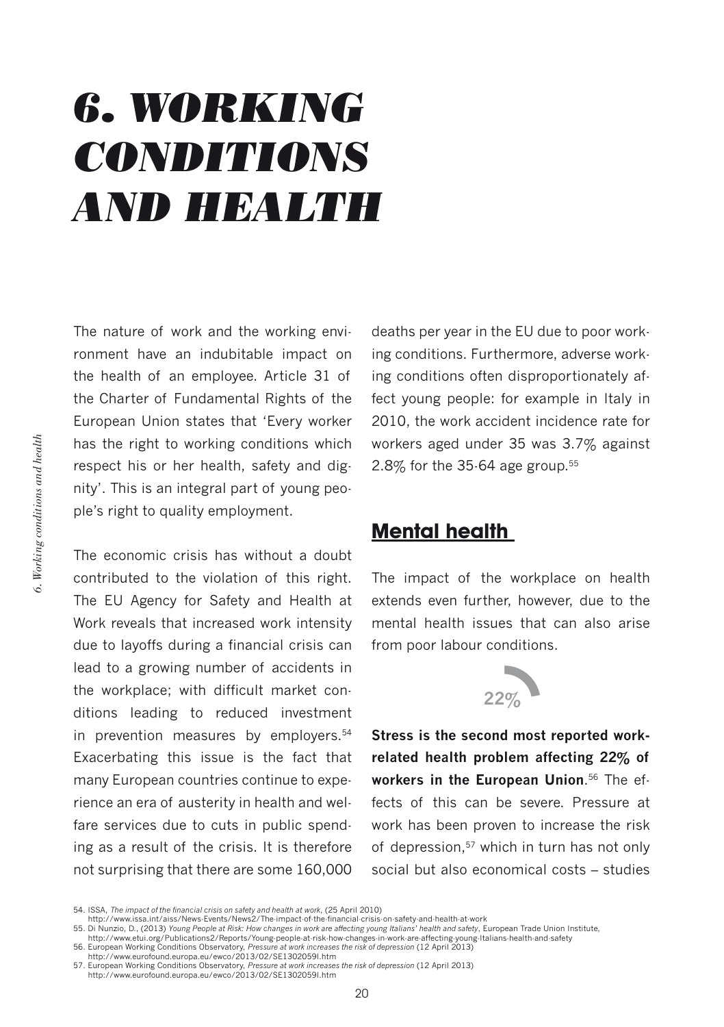# 6. WORKING CONDITIONS AND HEALTH

The nature of work and the working environment have an indubitable impact on the health of an employee. Article 31 of the Charter of Fundamental Rights of the European Union states that 'Every worker has the right to working conditions which respect his or her health, safety and dignity'. This is an integral part of young people's right to quality employment.

The economic crisis has without a doubt contributed to the violation of this right. The EU Agency for Safety and Health at Work reveals that increased work intensity due to layoffs during a financial crisis can lead to a growing number of accidents in the workplace; with difficult market conditions leading to reduced investment in prevention measures by employers.[54] Exacerbating this issue is the fact that many European countries continue to experience an era of austerity in health and welfare services due to cuts in public spending as a result of the crisis. It is therefore not surprising that there are some 160,000 deaths per year in the EU due to poor working conditions. Furthermore, adverse working conditions often disproportionately affect young people: for example in Italy in 2010, the work accident incidence rate for workers aged under 35 was 3.7% against 2.8% for the 35-64 age group.[55]

## Mental health

The impact of the workplace on health extends even further, however, due to the mental health issues that can also arise from poor labour conditions.

22%

**Stress is the second most reported work-related health problem affecting 22% of workers in the European Union**.[56] The effects of this can be severe. Pressure at work has been proven to increase the risk of depression,[57] which in turn has not only social but also economical costs – studies

54. ISSA, *The impact of the financial crisis on safety and health at work*, (25 April 2010) http://www.issa.int/aiss/News-Events/News2/The-impact-of-the-financial-crisis-on-safety-and-health-at-work
55. Di Nunzio, D., (2013) *Young People at Risk: How changes in work are affecting young Italians' health and safety*, European Trade Union Institute, http://www.etui.org/Publications2/Reports/Young-people-at-risk-how-changes-in-work-are-affecting-young-Italians-health-and-safety
56. European Working Conditions Observatory, *Pressure at work increases the risk of depression* (12 April 2013) http://www.eurofound.europa.eu/ewco/2013/02/SE1302059I.htm
57. European Working Conditions Observatory, *Pressure at work increases the risk of depression* (12 April 2013) http://www.eurofound.europa.eu/ewco/2013/02/SE1302059I.htm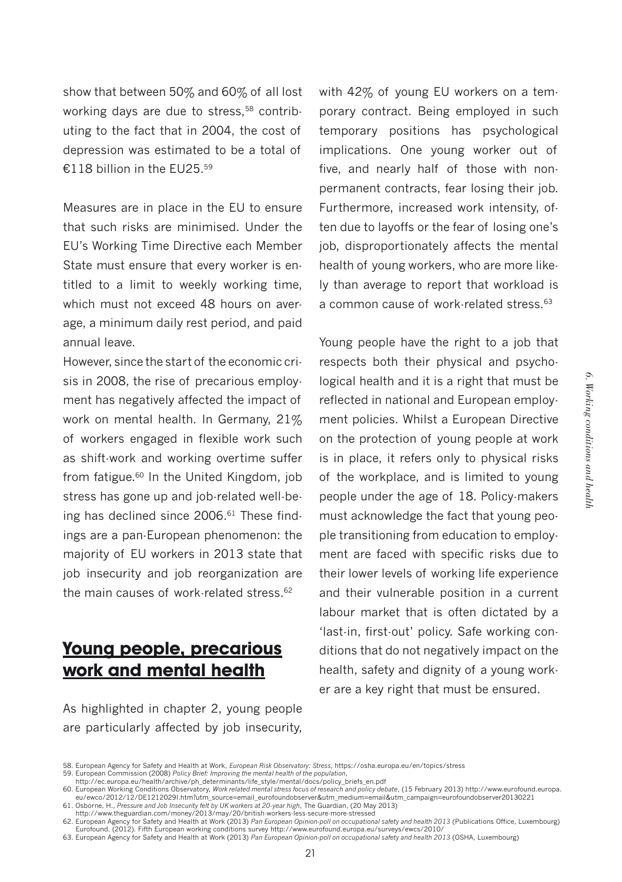show that between 50% and 60% of all lost working days are due to stress,[58] contributing to the fact that in 2004, the cost of depression was estimated to be a total of €118 billion in the EU25.[59]

Measures are in place in the EU to ensure that such risks are minimised. Under the EU's Working Time Directive each Member State must ensure that every worker is entitled to a limit to weekly working time, which must not exceed 48 hours on average, a minimum daily rest period, and paid annual leave.

However, since the start of the economic crisis in 2008, the rise of precarious employment has negatively affected the impact of work on mental health. In Germany, 21% of workers engaged in flexible work such as shift-work and working overtime suffer from fatigue.[60] In the United Kingdom, job stress has gone up and job-related well-being has declined since 2006.[61] These findings are a pan-European phenomenon: the majority of EU workers in 2013 state that job insecurity and job reorganization are the main causes of work-related stress.[62]

## Young people, precarious work and mental health

As highlighted in chapter 2, young people are particularly affected by job insecurity, with 42% of young EU workers on a temporary contract. Being employed in such temporary positions has psychological implications. One young worker out of five, and nearly half of those with non-permanent contracts, fear losing their job. Furthermore, increased work intensity, often due to layoffs or the fear of losing one's job, disproportionately affects the mental health of young workers, who are more likely than average to report that workload is a common cause of work-related stress.[63]

Young people have the right to a job that respects both their physical and psychological health and it is a right that must be reflected in national and European employment policies. Whilst a European Directive on the protection of young people at work is in place, it refers only to physical risks of the workplace, and is limited to young people under the age of 18. Policy-makers must acknowledge the fact that young people transitioning from education to employment are faced with specific risks due to their lower levels of working life experience and their vulnerable position in a current labour market that is often dictated by a 'last-in, first-out' policy. Safe working conditions that do not negatively impact on the health, safety and dignity of a young worker are a key right that must be ensured.

58. European Agency for Safety and Health at Work, *European Risk Observatory: Stress*, https://osha.europa.eu/en/topics/stress
59. European Commission (2008) *Policy Brief: Improving the mental health of the population*, http://ec.europa.eu/health/archive/ph_determinants/life_style/mental/docs/policy_briefs_en.pdf
60. European Working Conditions Observatory, *Work related mental stress focus of research and policy debate*, (15 February 2013) http://www.eurofound.europa.eu/ewco/2012/12/DE1212029I.htm?utm_source=email_eurofoundobserver&utm_medium=email&utm_campaign=eurofoundobserver20130221
61. Osborne, H., *Pressure and Job Insecurity felt by UK workers at 20-year high*, The Guardian, (20 May 2013) http://www.theguardian.com/money/2013/may/20/british-workers-less-secure-more-stressed
62. European Agency for Safety and Health at Work (2013) *Pan European Opinion-poll on occupational safety and health 2013* (Publications Office, Luxembourg) Eurofound. (2012). Fifth European working conditions survey http://www.eurofound.europa.eu/surveys/ewcs/2010/
63. European Agency for Safety and Health at Work (2013) *Pan European Opinion-poll on occupational safety and health 2013* (OSHA, Luxembourg)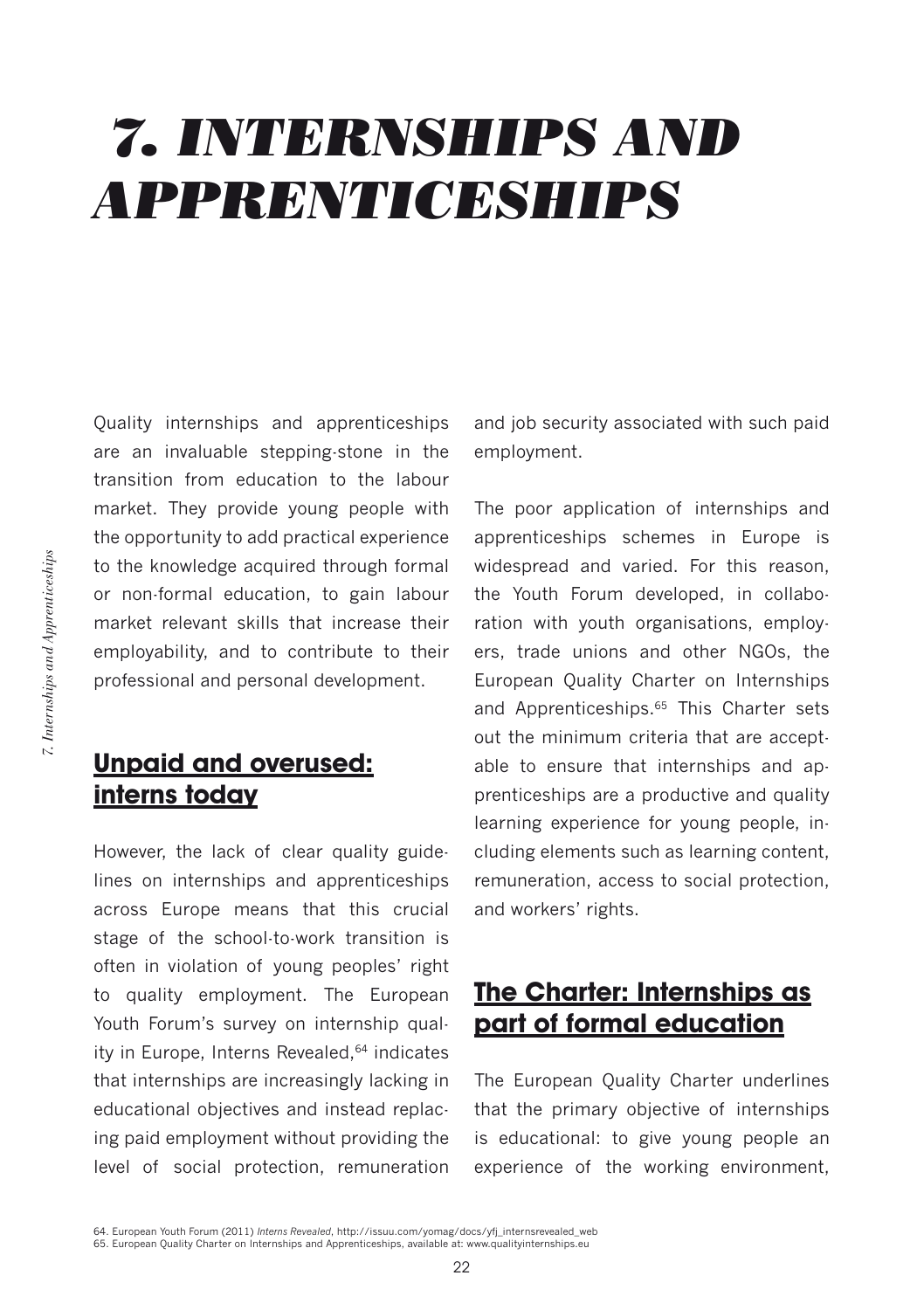# *7. INTERNSHIPS AND APPRENTICESHIPS*

Quality internships and apprenticeships are an invaluable stepping-stone in the transition from education to the labour market. They provide young people with the opportunity to add practical experience to the knowledge acquired through formal or non-formal education, to gain labour market relevant skills that increase their employability, and to contribute to their professional and personal development.

## Unpaid and overused: interns today

However, the lack of clear quality guidelines on internships and apprenticeships across Europe means that this crucial stage of the school-to-work transition is often in violation of young peoples' right to quality employment. The European Youth Forum's survey on internship quality in Europe, Interns Revealed,[64] indicates that internships are increasingly lacking in educational objectives and instead replacing paid employment without providing the level of social protection, remuneration and job security associated with such paid employment.

The poor application of internships and apprenticeships schemes in Europe is widespread and varied. For this reason, the Youth Forum developed, in collaboration with youth organisations, employers, trade unions and other NGOs, the European Quality Charter on Internships and Apprenticeships.[65] This Charter sets out the minimum criteria that are acceptable to ensure that internships and apprenticeships are a productive and quality learning experience for young people, including elements such as learning content, remuneration, access to social protection, and workers' rights.

## The Charter: Internships as part of formal education

The European Quality Charter underlines that the primary objective of internships is educational: to give young people an experience of the working environment,

64. European Youth Forum (2011) *Interns Revealed*, http://issuu.com/yomag/docs/yfj_internsrevealed_web
65. European Quality Charter on Internships and Apprenticeships, available at: www.qualityinternships.eu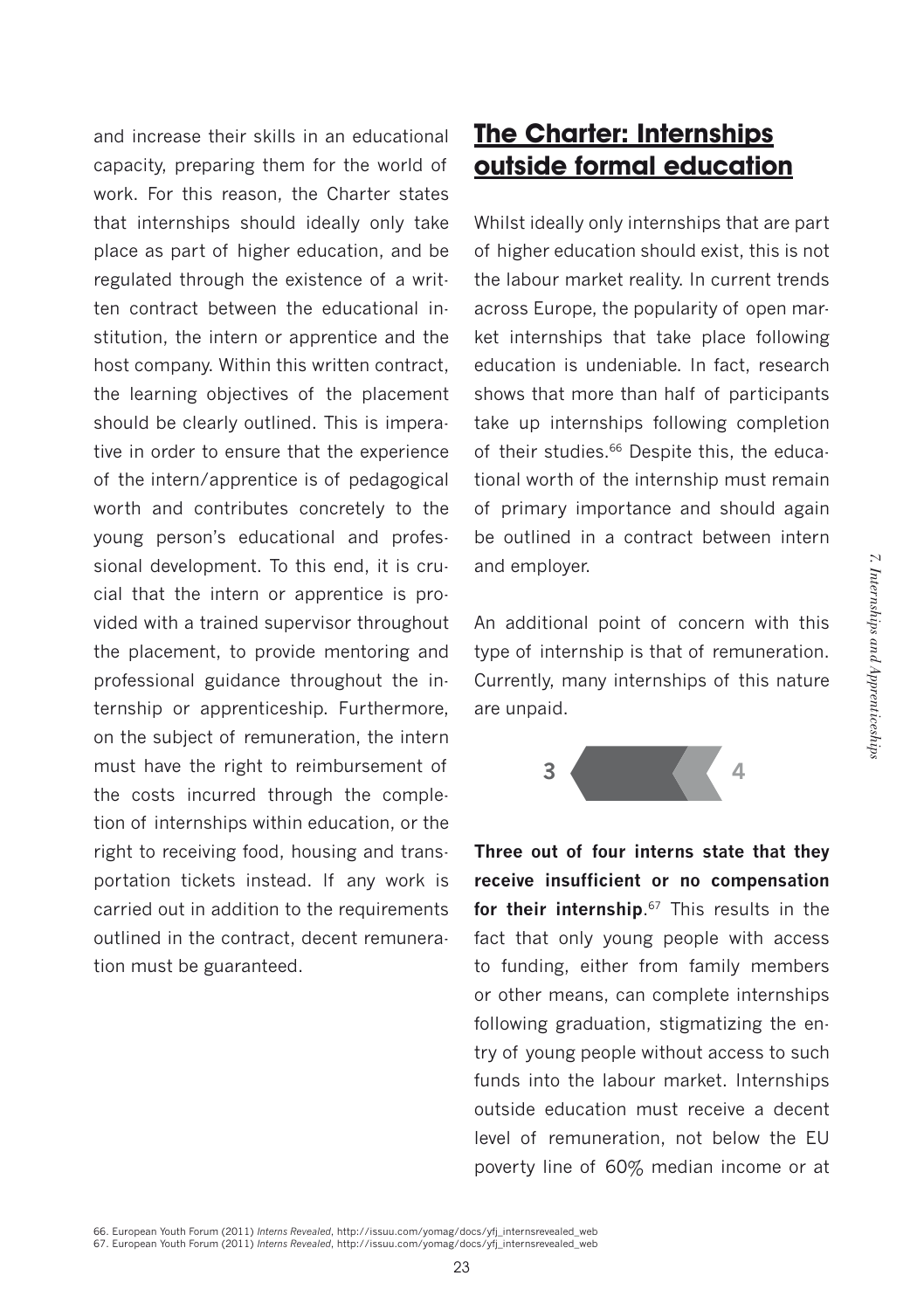and increase their skills in an educational capacity, preparing them for the world of work. For this reason, the Charter states that internships should ideally only take place as part of higher education, and be regulated through the existence of a written contract between the educational institution, the intern or apprentice and the host company. Within this written contract, the learning objectives of the placement should be clearly outlined. This is imperative in order to ensure that the experience of the intern/apprentice is of pedagogical worth and contributes concretely to the young person's educational and professional development. To this end, it is crucial that the intern or apprentice is provided with a trained supervisor throughout the placement, to provide mentoring and professional guidance throughout the internship or apprenticeship. Furthermore, on the subject of remuneration, the intern must have the right to reimbursement of the costs incurred through the completion of internships within education, or the right to receiving food, housing and transportation tickets instead. If any work is carried out in addition to the requirements outlined in the contract, decent remuneration must be guaranteed.

## The Charter: Internships outside formal education

Whilst ideally only internships that are part of higher education should exist, this is not the labour market reality. In current trends across Europe, the popularity of open market internships that take place following education is undeniable. In fact, research shows that more than half of participants take up internships following completion of their studies.[66] Despite this, the educational worth of the internship must remain of primary importance and should again be outlined in a contract between intern and employer.

An additional point of concern with this type of internship is that of remuneration. Currently, many internships of this nature are unpaid.

3 4

**Three out of four interns state that they receive insufficient or no compensation for their internship**.[67] This results in the fact that only young people with access to funding, either from family members or other means, can complete internships following graduation, stigmatizing the entry of young people without access to such funds into the labour market. Internships outside education must receive a decent level of remuneration, not below the EU poverty line of 60% median income or at

66. European Youth Forum (2011) *Interns Revealed*, http://issuu.com/yomag/docs/yfj_internsrevealed_web
67. European Youth Forum (2011) *Interns Revealed*, http://issuu.com/yomag/docs/yfj_internsrevealed_web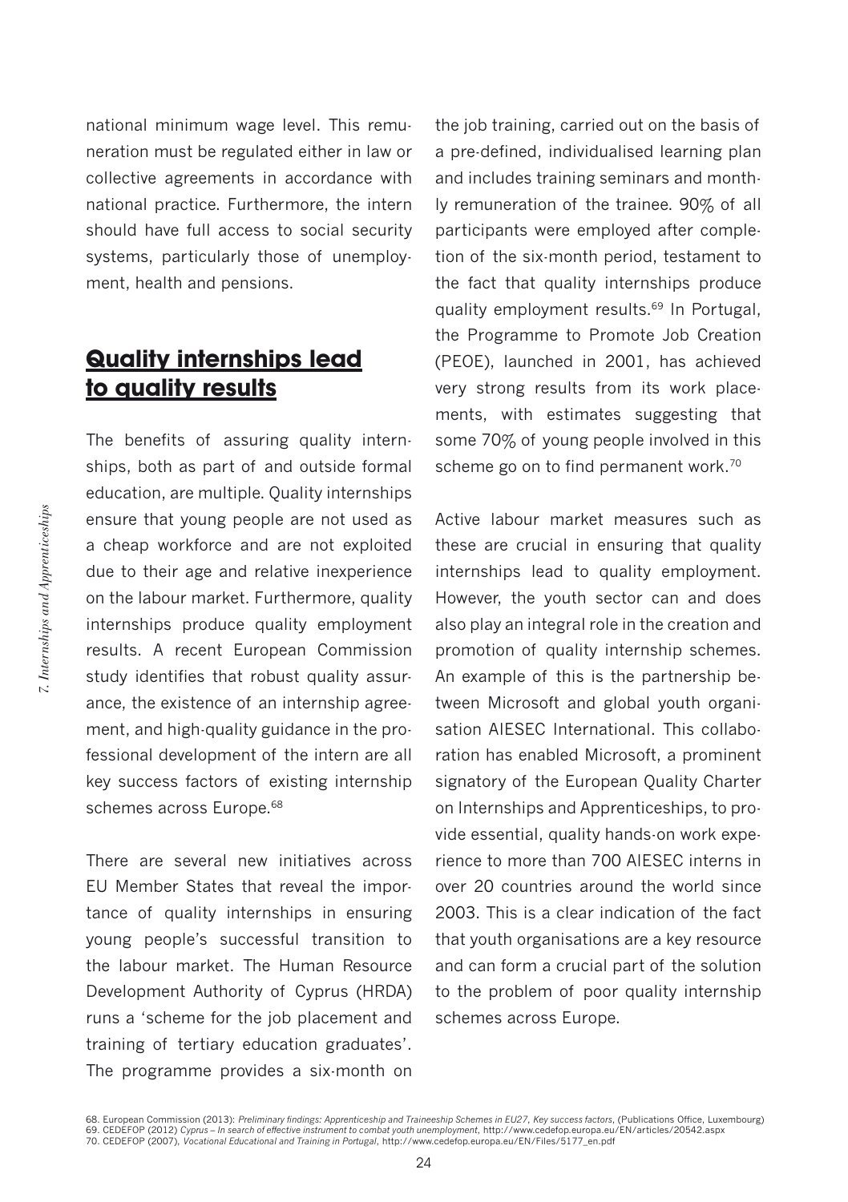national minimum wage level. This remuneration must be regulated either in law or collective agreements in accordance with national practice. Furthermore, the intern should have full access to social security systems, particularly those of unemployment, health and pensions.

## Quality internships lead to quality results

The benefits of assuring quality internships, both as part of and outside formal education, are multiple. Quality internships ensure that young people are not used as a cheap workforce and are not exploited due to their age and relative inexperience on the labour market. Furthermore, quality internships produce quality employment results. A recent European Commission study identifies that robust quality assurance, the existence of an internship agreement, and high-quality guidance in the professional development of the intern are all key success factors of existing internship schemes across Europe.[68]

There are several new initiatives across EU Member States that reveal the importance of quality internships in ensuring young people's successful transition to the labour market. The Human Resource Development Authority of Cyprus (HRDA) runs a 'scheme for the job placement and training of tertiary education graduates'. The programme provides a six-month on the job training, carried out on the basis of a pre-defined, individualised learning plan and includes training seminars and monthly remuneration of the trainee. 90% of all participants were employed after completion of the six-month period, testament to the fact that quality internships produce quality employment results.[69] In Portugal, the Programme to Promote Job Creation (PEOE), launched in 2001, has achieved very strong results from its work placements, with estimates suggesting that some 70% of young people involved in this scheme go on to find permanent work.[70]

Active labour market measures such as these are crucial in ensuring that quality internships lead to quality employment. However, the youth sector can and does also play an integral role in the creation and promotion of quality internship schemes. An example of this is the partnership between Microsoft and global youth organisation AIESEC International. This collaboration has enabled Microsoft, a prominent signatory of the European Quality Charter on Internships and Apprenticeships, to provide essential, quality hands-on work experience to more than 700 AIESEC interns in over 20 countries around the world since 2003. This is a clear indication of the fact that youth organisations are a key resource and can form a crucial part of the solution to the problem of poor quality internship schemes across Europe.

68. European Commission (2013): *Preliminary findings: Apprenticeship and Traineeship Schemes in EU27, Key success factors*, (Publications Office, Luxembourg)
69. CEDEFOP (2012) *Cyprus – In search of effective instrument to combat youth unemployment*, http://www.cedefop.europa.eu/EN/articles/20542.aspx
70. CEDEFOP (2007), *Vocational Educational and Training in Portugal*, http://www.cedefop.europa.eu/EN/Files/5177_en.pdf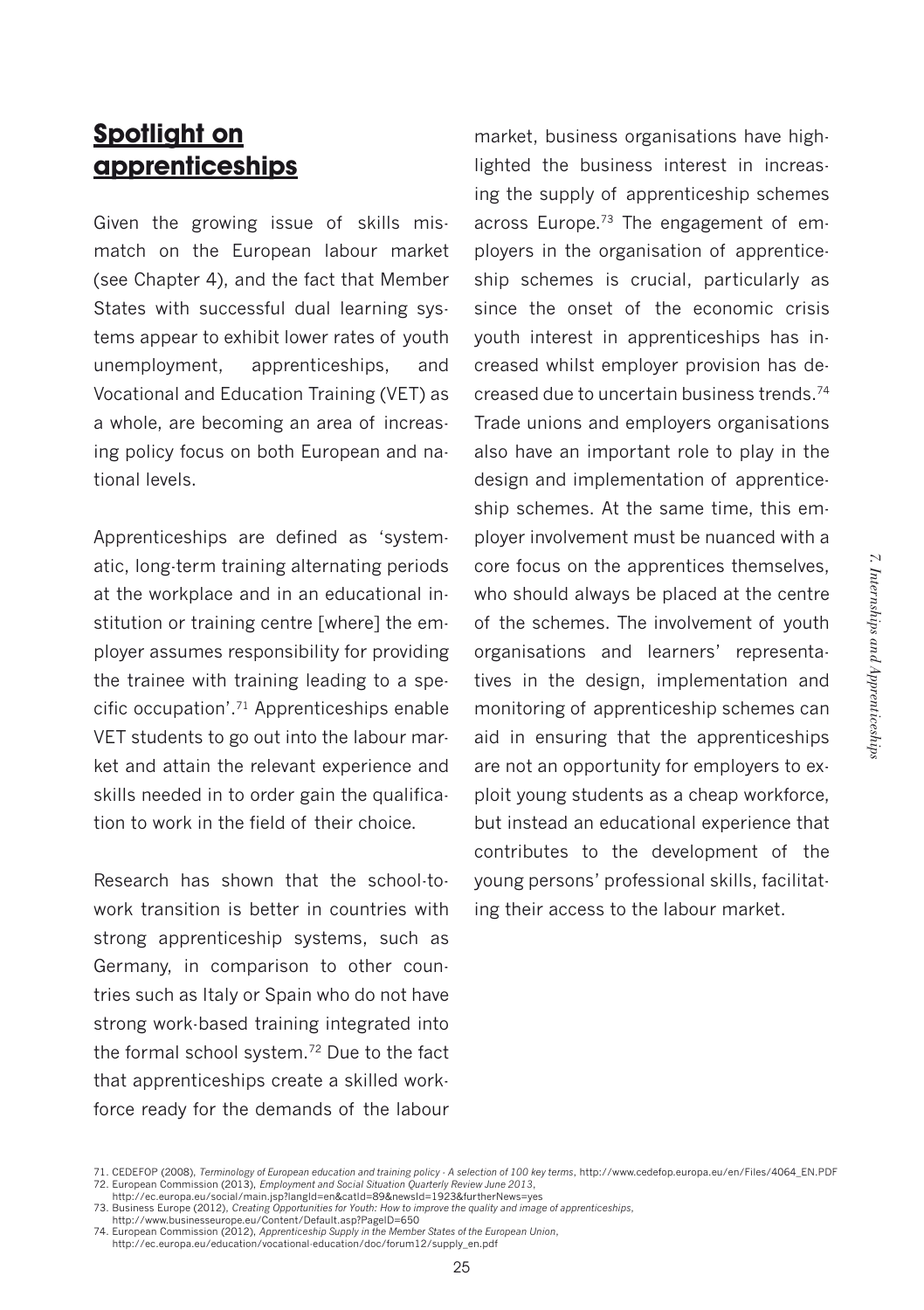## Spotlight on apprenticeships

Given the growing issue of skills mismatch on the European labour market (see Chapter 4), and the fact that Member States with successful dual learning systems appear to exhibit lower rates of youth unemployment, apprenticeships, and Vocational and Education Training (VET) as a whole, are becoming an area of increasing policy focus on both European and national levels.

Apprenticeships are defined as 'systematic, long-term training alternating periods at the workplace and in an educational institution or training centre [where] the employer assumes responsibility for providing the trainee with training leading to a specific occupation'.[71] Apprenticeships enable VET students to go out into the labour market and attain the relevant experience and skills needed in to order gain the qualification to work in the field of their choice.

Research has shown that the school-to-work transition is better in countries with strong apprenticeship systems, such as Germany, in comparison to other countries such as Italy or Spain who do not have strong work-based training integrated into the formal school system.[72] Due to the fact that apprenticeships create a skilled workforce ready for the demands of the labour market, business organisations have highlighted the business interest in increasing the supply of apprenticeship schemes across Europe.[73] The engagement of employers in the organisation of apprenticeship schemes is crucial, particularly as since the onset of the economic crisis youth interest in apprenticeships has increased whilst employer provision has decreased due to uncertain business trends.[74] Trade unions and employers organisations also have an important role to play in the design and implementation of apprenticeship schemes. At the same time, this employer involvement must be nuanced with a core focus on the apprentices themselves, who should always be placed at the centre of the schemes. The involvement of youth organisations and learners' representatives in the design, implementation and monitoring of apprenticeship schemes can aid in ensuring that the apprenticeships are not an opportunity for employers to exploit young students as a cheap workforce, but instead an educational experience that contributes to the development of the young persons' professional skills, facilitating their access to the labour market.

71. CEDEFOP (2008), *Terminology of European education and training policy - A selection of 100 key terms*, http://www.cedefop.europa.eu/en/Files/4064_EN.PDF
72. European Commission (2013), *Employment and Social Situation Quarterly Review June 2013*, http://ec.europa.eu/social/main.jsp?langId=en&catId=89&newsId=1923&furtherNews=yes
73. Business Europe (2012), *Creating Opportunities for Youth: How to improve the quality and image of apprenticeships*, http://www.businesseurope.eu/Content/Default.asp?PageID=650
74. European Commission (2012), *Apprenticeship Supply in the Member States of the European Union*, http://ec.europa.eu/education/vocational-education/doc/forum12/supply_en.pdf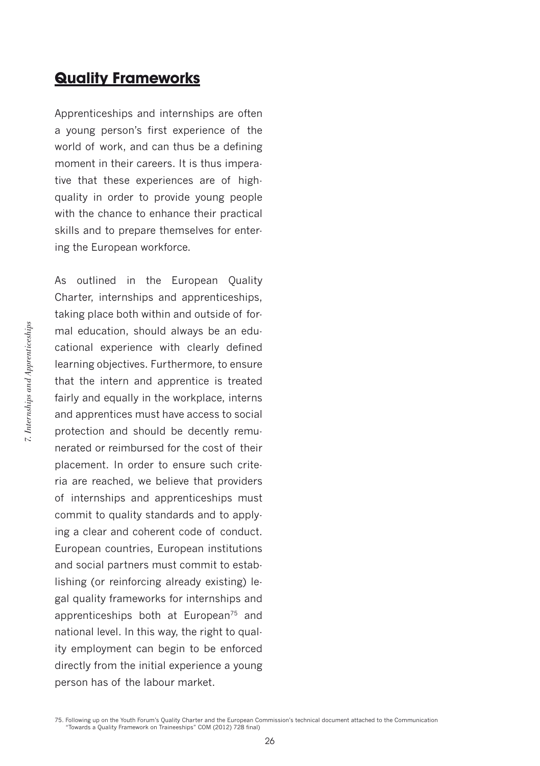## Quality Frameworks

Apprenticeships and internships are often a young person's first experience of the world of work, and can thus be a defining moment in their careers. It is thus imperative that these experiences are of high-quality in order to provide young people with the chance to enhance their practical skills and to prepare themselves for entering the European workforce.

As outlined in the European Quality Charter, internships and apprenticeships, taking place both within and outside of formal education, should always be an educational experience with clearly defined learning objectives. Furthermore, to ensure that the intern and apprentice is treated fairly and equally in the workplace, interns and apprentices must have access to social protection and should be decently remunerated or reimbursed for the cost of their placement. In order to ensure such criteria are reached, we believe that providers of internships and apprenticeships must commit to quality standards and to applying a clear and coherent code of conduct. European countries, European institutions and social partners must commit to establishing (or reinforcing already existing) legal quality frameworks for internships and apprenticeships both at European[75] and national level. In this way, the right to quality employment can begin to be enforced directly from the initial experience a young person has of the labour market.

75. Following up on the Youth Forum's Quality Charter and the European Commission's technical document attached to the Communication "Towards a Quality Framework on Traineeships" COM (2012) 728 final)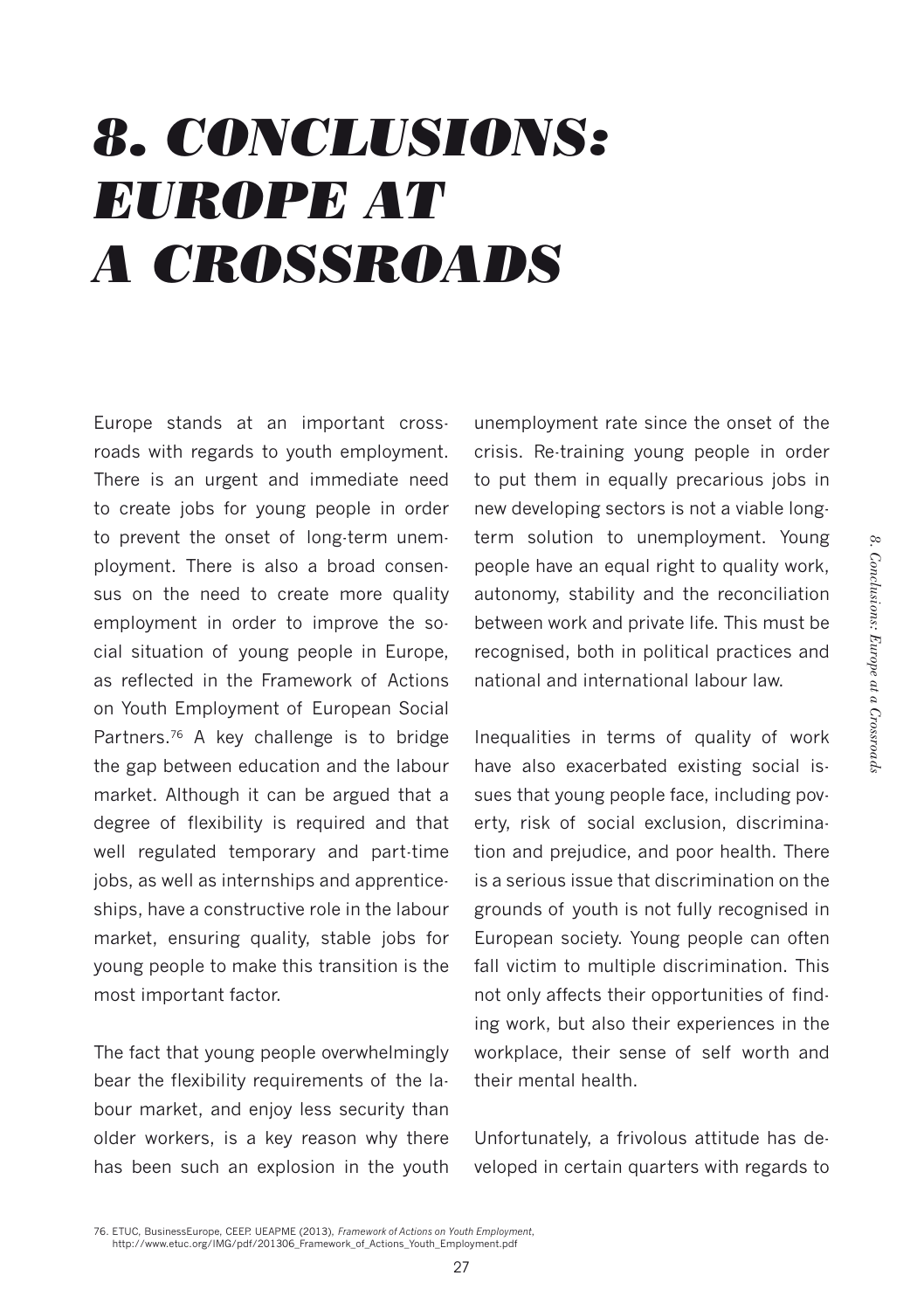# 8. CONCLUSIONS: EUROPE AT A CROSSROADS

Europe stands at an important crossroads with regards to youth employment. There is an urgent and immediate need to create jobs for young people in order to prevent the onset of long-term unemployment. There is also a broad consensus on the need to create more quality employment in order to improve the social situation of young people in Europe, as reflected in the Framework of Actions on Youth Employment of European Social Partners.[76] A key challenge is to bridge the gap between education and the labour market. Although it can be argued that a degree of flexibility is required and that well regulated temporary and part-time jobs, as well as internships and apprenticeships, have a constructive role in the labour market, ensuring quality, stable jobs for young people to make this transition is the most important factor.

The fact that young people overwhelmingly bear the flexibility requirements of the labour market, and enjoy less security than older workers, is a key reason why there has been such an explosion in the youth unemployment rate since the onset of the crisis. Re-training young people in order to put them in equally precarious jobs in new developing sectors is not a viable long-term solution to unemployment. Young people have an equal right to quality work, autonomy, stability and the reconciliation between work and private life. This must be recognised, both in political practices and national and international labour law.

Inequalities in terms of quality of work have also exacerbated existing social issues that young people face, including poverty, risk of social exclusion, discrimination and prejudice, and poor health. There is a serious issue that discrimination on the grounds of youth is not fully recognised in European society. Young people can often fall victim to multiple discrimination. This not only affects their opportunities of finding work, but also their experiences in the workplace, their sense of self worth and their mental health.

Unfortunately, a frivolous attitude has developed in certain quarters with regards to

76. ETUC, BusinessEurope, CEEP, UEAPME (2013), *Framework of Actions on Youth Employment*, http://www.etuc.org/IMG/pdf/201306_Framework_of_Actions_Youth_Employment.pdf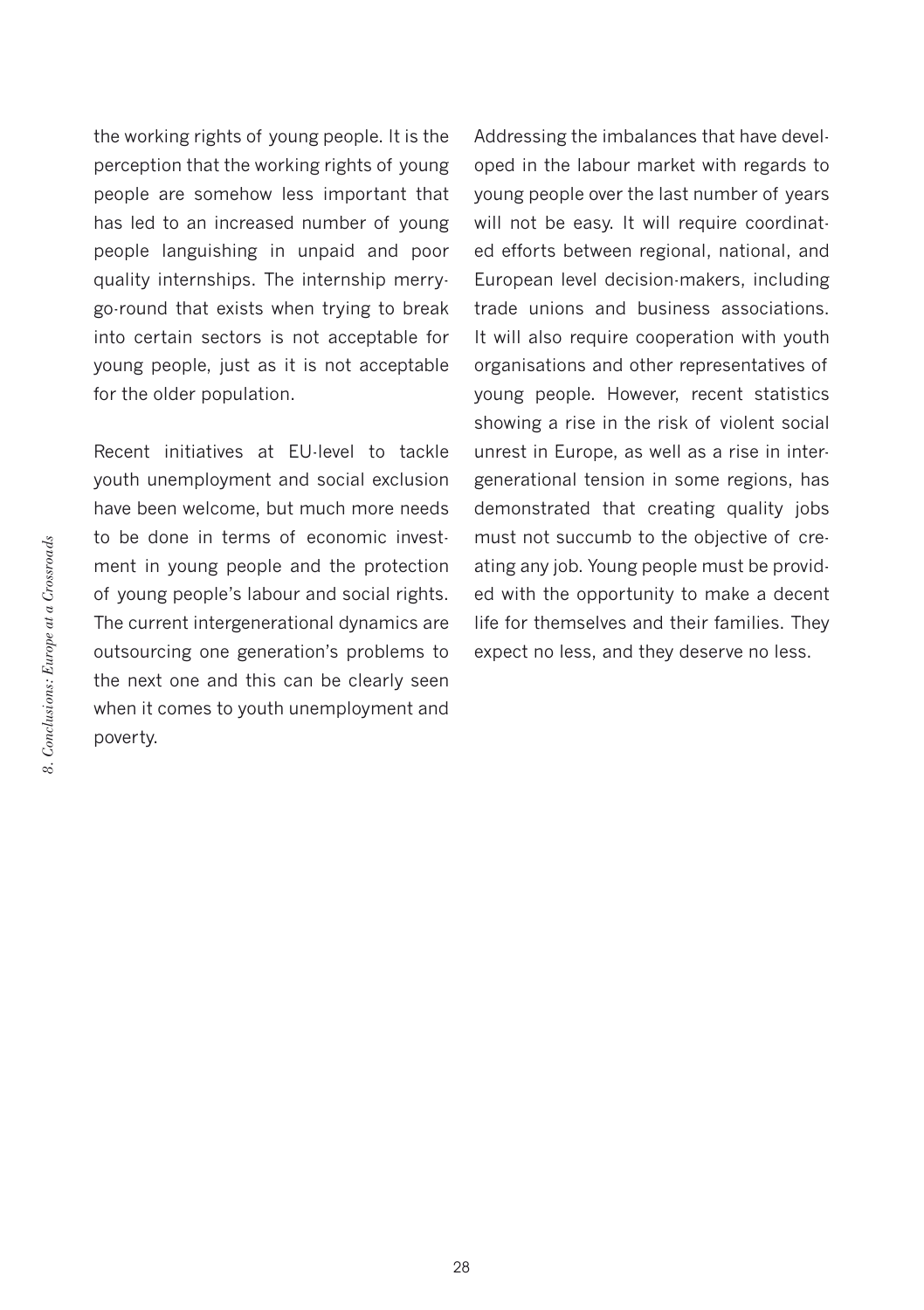the working rights of young people. It is the perception that the working rights of young people are somehow less important that has led to an increased number of young people languishing in unpaid and poor quality internships. The internship merry-go-round that exists when trying to break into certain sectors is not acceptable for young people, just as it is not acceptable for the older population.

Recent initiatives at EU-level to tackle youth unemployment and social exclusion have been welcome, but much more needs to be done in terms of economic investment in young people and the protection of young people's labour and social rights. The current intergenerational dynamics are outsourcing one generation's problems to the next one and this can be clearly seen when it comes to youth unemployment and poverty.

Addressing the imbalances that have developed in the labour market with regards to young people over the last number of years will not be easy. It will require coordinated efforts between regional, national, and European level decision-makers, including trade unions and business associations. It will also require cooperation with youth organisations and other representatives of young people. However, recent statistics showing a rise in the risk of violent social unrest in Europe, as well as a rise in intergenerational tension in some regions, has demonstrated that creating quality jobs must not succumb to the objective of creating any job. Young people must be provided with the opportunity to make a decent life for themselves and their families. They expect no less, and they deserve no less.